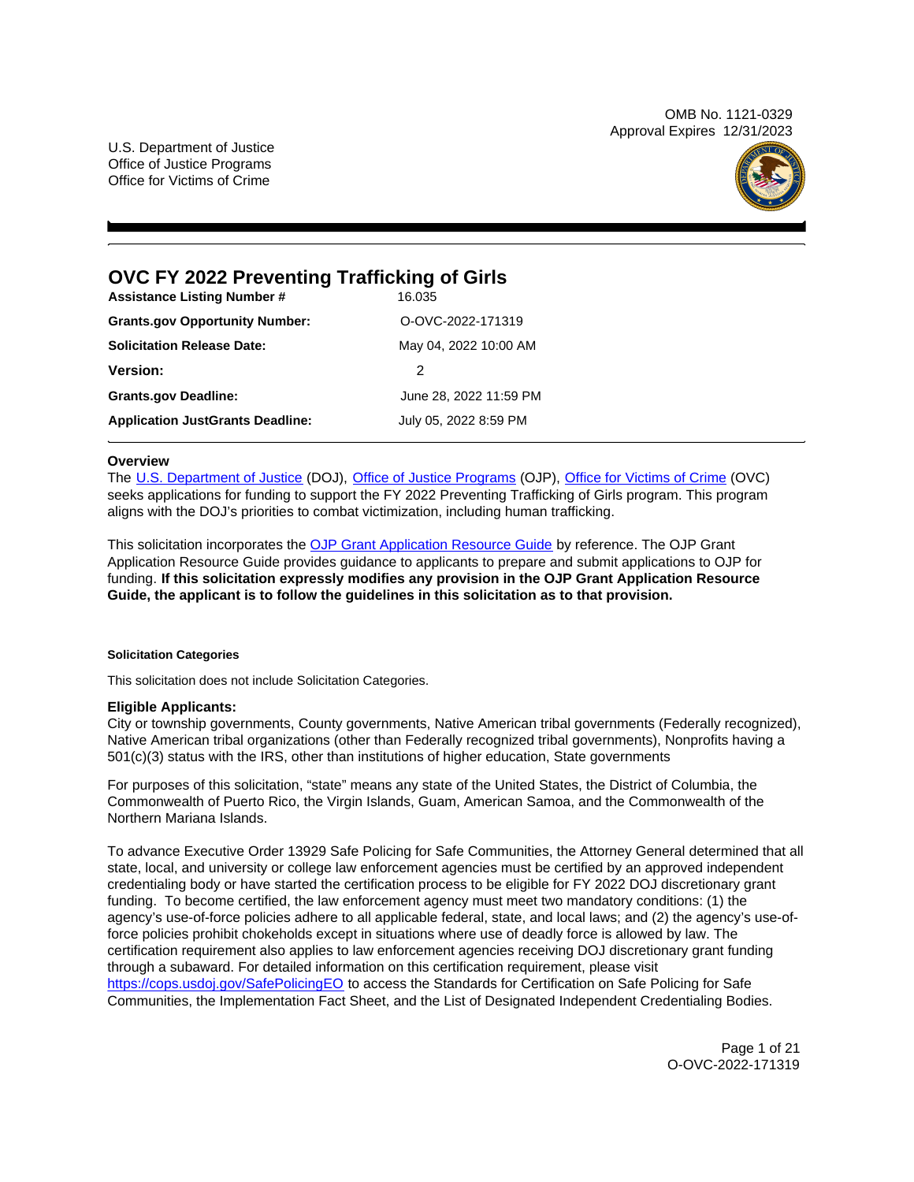OMB No. 1121-0329
Approval Expires 12/31/2023

U.S. Department of Justice
Office of Justice Programs
Office for Victims of Crime

# OVC FY 2022 Preventing Trafficking of Girls

| | |
|---|---|
| **Assistance Listing Number #** | 16.035 |
| **Grants.gov Opportunity Number:** | O-OVC-2022-171319 |
| **Solicitation Release Date:** | May 04, 2022 10:00 AM |
| **Version:** | 2 |
| **Grants.gov Deadline:** | June 28, 2022 11:59 PM |
| **Application JustGrants Deadline:** | July 05, 2022 8:59 PM |

## Overview

The U.S. Department of Justice (DOJ), Office of Justice Programs (OJP), Office for Victims of Crime (OVC) seeks applications for funding to support the FY 2022 Preventing Trafficking of Girls program. This program aligns with the DOJ's priorities to combat victimization, including human trafficking.

This solicitation incorporates the OJP Grant Application Resource Guide by reference. The OJP Grant Application Resource Guide provides guidance to applicants to prepare and submit applications to OJP for funding. **If this solicitation expressly modifies any provision in the OJP Grant Application Resource Guide, the applicant is to follow the guidelines in this solicitation as to that provision.**

#### Solicitation Categories

This solicitation does not include Solicitation Categories.

### Eligible Applicants:

City or township governments, County governments, Native American tribal governments (Federally recognized), Native American tribal organizations (other than Federally recognized tribal governments), Nonprofits having a 501(c)(3) status with the IRS, other than institutions of higher education, State governments

For purposes of this solicitation, "state" means any state of the United States, the District of Columbia, the Commonwealth of Puerto Rico, the Virgin Islands, Guam, American Samoa, and the Commonwealth of the Northern Mariana Islands.

To advance Executive Order 13929 Safe Policing for Safe Communities, the Attorney General determined that all state, local, and university or college law enforcement agencies must be certified by an approved independent credentialing body or have started the certification process to be eligible for FY 2022 DOJ discretionary grant funding. To become certified, the law enforcement agency must meet two mandatory conditions: (1) the agency's use-of-force policies adhere to all applicable federal, state, and local laws; and (2) the agency's use-of-force policies prohibit chokeholds except in situations where use of deadly force is allowed by law. The certification requirement also applies to law enforcement agencies receiving DOJ discretionary grant funding through a subaward. For detailed information on this certification requirement, please visit https://cops.usdoj.gov/SafePolicingEO to access the Standards for Certification on Safe Policing for Safe Communities, the Implementation Fact Sheet, and the List of Designated Independent Credentialing Bodies.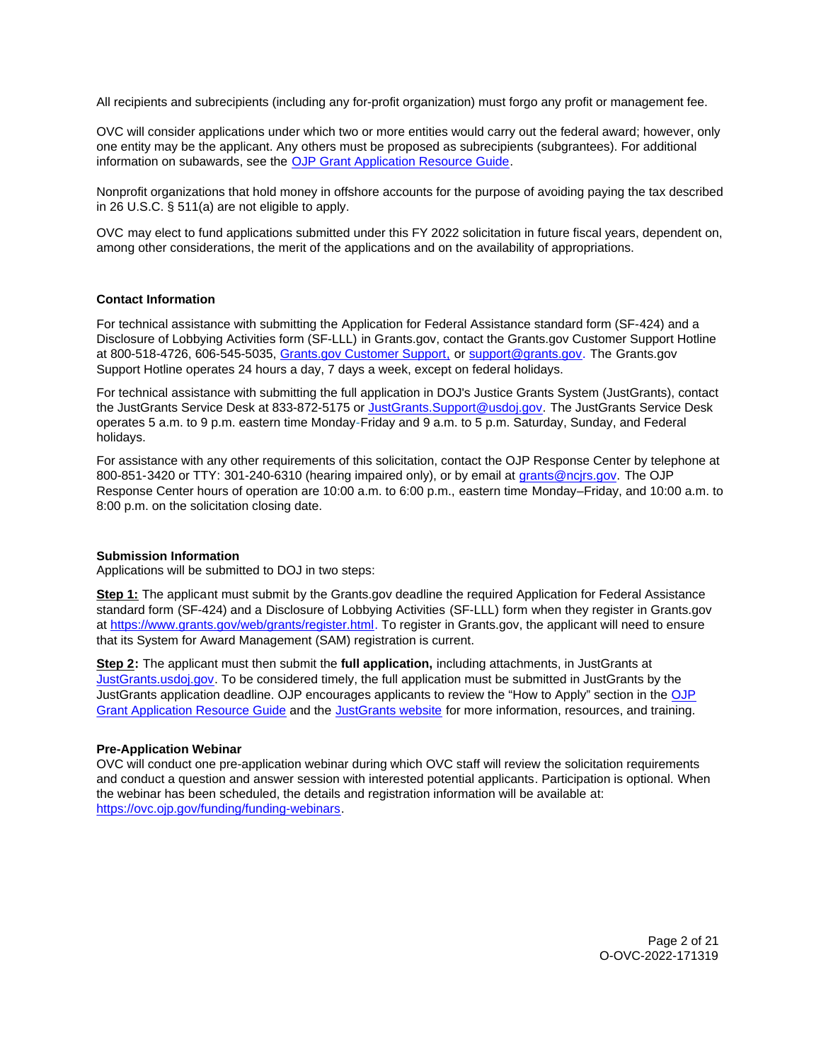All recipients and subrecipients (including any for-profit organization) must forgo any profit or management fee.

OVC will consider applications under which two or more entities would carry out the federal award; however, only one entity may be the applicant. Any others must be proposed as subrecipients (subgrantees). For additional information on subawards, see the [OJP Grant Application Resource Guide](https://www.ojp.gov/funding/apply/ojp-grant-application-resource-guide).

Nonprofit organizations that hold money in offshore accounts for the purpose of avoiding paying the tax described in 26 U.S.C. § 511(a) are not eligible to apply.

OVC may elect to fund applications submitted under this FY 2022 solicitation in future fiscal years, dependent on, among other considerations, the merit of the applications and on the availability of appropriations.

### Contact Information

For technical assistance with submitting the Application for Federal Assistance standard form (SF-424) and a Disclosure of Lobbying Activities form (SF-LLL) in Grants.gov, contact the Grants.gov Customer Support Hotline at 800-518-4726, 606-545-5035, Grants.gov Customer Support, or support@grants.gov. The Grants.gov Support Hotline operates 24 hours a day, 7 days a week, except on federal holidays.

For technical assistance with submitting the full application in DOJ's Justice Grants System (JustGrants), contact the JustGrants Service Desk at 833-872-5175 or JustGrants.Support@usdoj.gov. The JustGrants Service Desk operates 5 a.m. to 9 p.m. eastern time Monday-Friday and 9 a.m. to 5 p.m. Saturday, Sunday, and Federal holidays.

For assistance with any other requirements of this solicitation, contact the OJP Response Center by telephone at 800-851-3420 or TTY: 301-240-6310 (hearing impaired only), or by email at grants@ncjrs.gov. The OJP Response Center hours of operation are 10:00 a.m. to 6:00 p.m., eastern time Monday–Friday, and 10:00 a.m. to 8:00 p.m. on the solicitation closing date.

### Submission Information

Applications will be submitted to DOJ in two steps:

**Step 1:** The applicant must submit by the Grants.gov deadline the required Application for Federal Assistance standard form (SF-424) and a Disclosure of Lobbying Activities (SF-LLL) form when they register in Grants.gov at https://www.grants.gov/web/grants/register.html. To register in Grants.gov, the applicant will need to ensure that its System for Award Management (SAM) registration is current.

**Step 2:** The applicant must then submit the **full application,** including attachments, in JustGrants at JustGrants.usdoj.gov. To be considered timely, the full application must be submitted in JustGrants by the JustGrants application deadline. OJP encourages applicants to review the "How to Apply" section in the OJP Grant Application Resource Guide and the JustGrants website for more information, resources, and training.

### Pre-Application Webinar

OVC will conduct one pre-application webinar during which OVC staff will review the solicitation requirements and conduct a question and answer session with interested potential applicants. Participation is optional. When the webinar has been scheduled, the details and registration information will be available at: https://ovc.ojp.gov/funding/funding-webinars.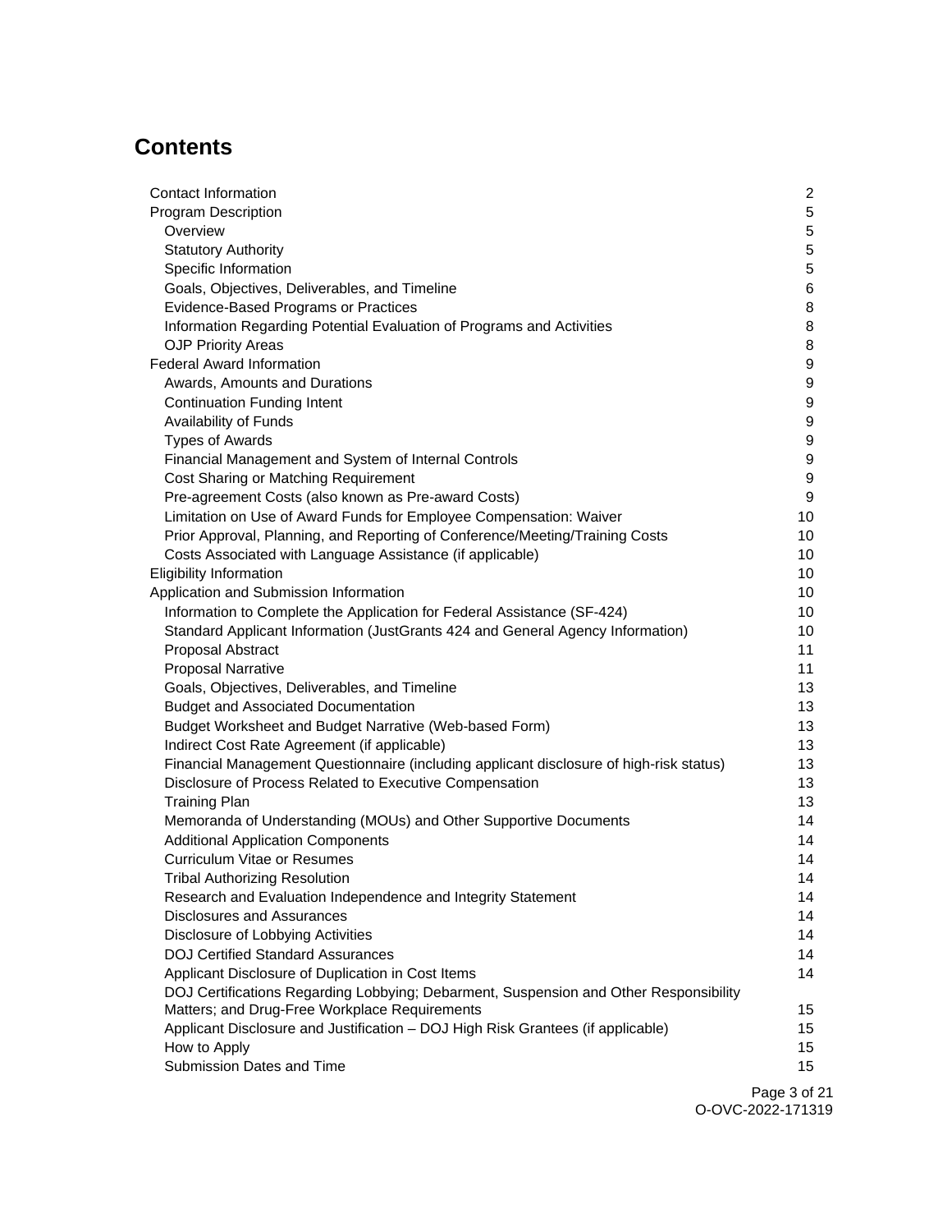# Contents

Contact Information 2
Program Description 5
- Overview 5
- Statutory Authority 5
- Specific Information 5
- Goals, Objectives, Deliverables, and Timeline 6
- Evidence-Based Programs or Practices 8
- Information Regarding Potential Evaluation of Programs and Activities 8
- OJP Priority Areas 8

Federal Award Information 9
- Awards, Amounts and Durations 9
- Continuation Funding Intent 9
- Availability of Funds 9
- Types of Awards 9
- Financial Management and System of Internal Controls 9
- Cost Sharing or Matching Requirement 9
- Pre-agreement Costs (also known as Pre-award Costs) 9
- Limitation on Use of Award Funds for Employee Compensation: Waiver 10
- Prior Approval, Planning, and Reporting of Conference/Meeting/Training Costs 10
- Costs Associated with Language Assistance (if applicable) 10

Eligibility Information 10
Application and Submission Information 10
- Information to Complete the Application for Federal Assistance (SF-424) 10
- Standard Applicant Information (JustGrants 424 and General Agency Information) 10
- Proposal Abstract 11
- Proposal Narrative 11
- Goals, Objectives, Deliverables, and Timeline 13
- Budget and Associated Documentation 13
- Budget Worksheet and Budget Narrative (Web-based Form) 13
- Indirect Cost Rate Agreement (if applicable) 13
- Financial Management Questionnaire (including applicant disclosure of high-risk status) 13
- Disclosure of Process Related to Executive Compensation 13
- Training Plan 13
- Memoranda of Understanding (MOUs) and Other Supportive Documents 14
- Additional Application Components 14
- Curriculum Vitae or Resumes 14
- Tribal Authorizing Resolution 14
- Research and Evaluation Independence and Integrity Statement 14
- Disclosures and Assurances 14
- Disclosure of Lobbying Activities 14
- DOJ Certified Standard Assurances 14
- Applicant Disclosure of Duplication in Cost Items 14
- DOJ Certifications Regarding Lobbying; Debarment, Suspension and Other Responsibility Matters; and Drug-Free Workplace Requirements 15
- Applicant Disclosure and Justification – DOJ High Risk Grantees (if applicable) 15
- How to Apply 15
- Submission Dates and Time 15

O-OVC-2022-171319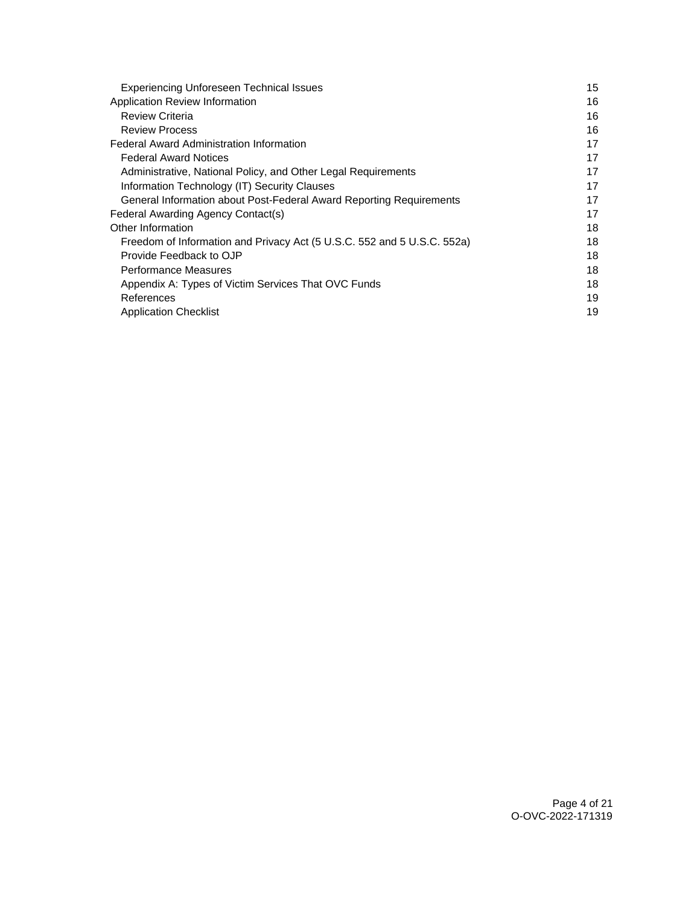- Experiencing Unforeseen Technical Issues 15

Application Review Information 16

- Review Criteria 16
- Review Process 16

Federal Award Administration Information 17

- Federal Award Notices 17
- Administrative, National Policy, and Other Legal Requirements 17
- Information Technology (IT) Security Clauses 17
- General Information about Post-Federal Award Reporting Requirements 17

Federal Awarding Agency Contact(s) 17

Other Information 18

- Freedom of Information and Privacy Act (5 U.S.C. 552 and 5 U.S.C. 552a) 18
- Provide Feedback to OJP 18
- Performance Measures 18
- Appendix A: Types of Victim Services That OVC Funds 18
- References 19
- Application Checklist 19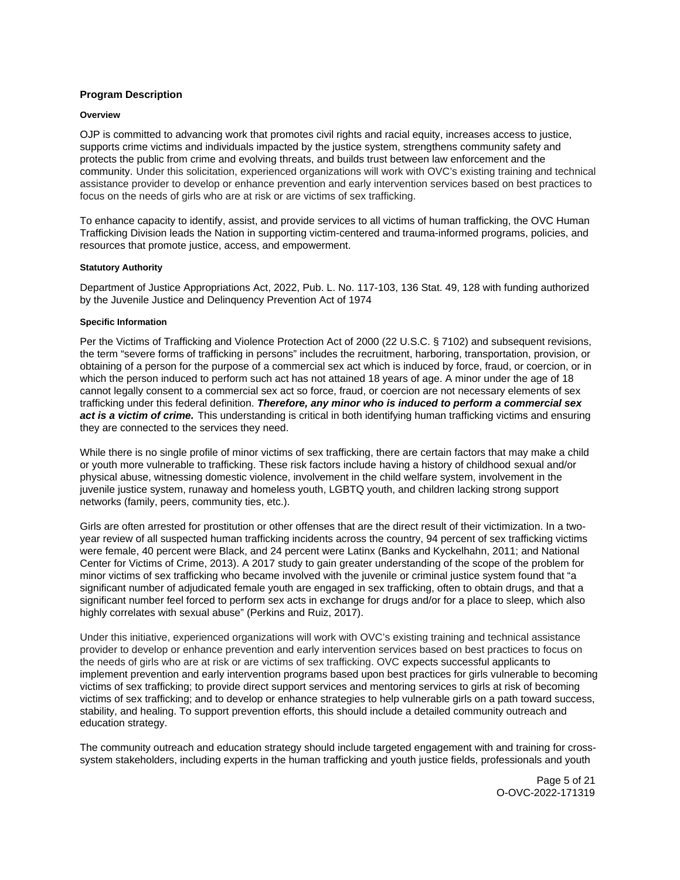## Program Description

### Overview

OJP is committed to advancing work that promotes civil rights and racial equity, increases access to justice, supports crime victims and individuals impacted by the justice system, strengthens community safety and protects the public from crime and evolving threats, and builds trust between law enforcement and the community. Under this solicitation, experienced organizations will work with OVC's existing training and technical assistance provider to develop or enhance prevention and early intervention services based on best practices to focus on the needs of girls who are at risk or are victims of sex trafficking.

To enhance capacity to identify, assist, and provide services to all victims of human trafficking, the OVC Human Trafficking Division leads the Nation in supporting victim-centered and trauma-informed programs, policies, and resources that promote justice, access, and empowerment.

### Statutory Authority

Department of Justice Appropriations Act, 2022, Pub. L. No. 117-103, 136 Stat. 49, 128 with funding authorized by the Juvenile Justice and Delinquency Prevention Act of 1974

### Specific Information

Per the Victims of Trafficking and Violence Protection Act of 2000 (22 U.S.C. § 7102) and subsequent revisions, the term "severe forms of trafficking in persons" includes the recruitment, harboring, transportation, provision, or obtaining of a person for the purpose of a commercial sex act which is induced by force, fraud, or coercion, or in which the person induced to perform such act has not attained 18 years of age. A minor under the age of 18 cannot legally consent to a commercial sex act so force, fraud, or coercion are not necessary elements of sex trafficking under this federal definition. ***Therefore, any minor who is induced to perform a commercial sex act is a victim of crime.*** This understanding is critical in both identifying human trafficking victims and ensuring they are connected to the services they need.

While there is no single profile of minor victims of sex trafficking, there are certain factors that may make a child or youth more vulnerable to trafficking. These risk factors include having a history of childhood sexual and/or physical abuse, witnessing domestic violence, involvement in the child welfare system, involvement in the juvenile justice system, runaway and homeless youth, LGBTQ youth, and children lacking strong support networks (family, peers, community ties, etc.).

Girls are often arrested for prostitution or other offenses that are the direct result of their victimization. In a two-year review of all suspected human trafficking incidents across the country, 94 percent of sex trafficking victims were female, 40 percent were Black, and 24 percent were Latinx (Banks and Kyckelhahn, 2011; and National Center for Victims of Crime, 2013). A 2017 study to gain greater understanding of the scope of the problem for minor victims of sex trafficking who became involved with the juvenile or criminal justice system found that "a significant number of adjudicated female youth are engaged in sex trafficking, often to obtain drugs, and that a significant number feel forced to perform sex acts in exchange for drugs and/or for a place to sleep, which also highly correlates with sexual abuse" (Perkins and Ruiz, 2017).

Under this initiative, experienced organizations will work with OVC's existing training and technical assistance provider to develop or enhance prevention and early intervention services based on best practices to focus on the needs of girls who are at risk or are victims of sex trafficking. OVC expects successful applicants to implement prevention and early intervention programs based upon best practices for girls vulnerable to becoming victims of sex trafficking; to provide direct support services and mentoring services to girls at risk of becoming victims of sex trafficking; and to develop or enhance strategies to help vulnerable girls on a path toward success, stability, and healing. To support prevention efforts, this should include a detailed community outreach and education strategy.

The community outreach and education strategy should include targeted engagement with and training for cross-system stakeholders, including experts in the human trafficking and youth justice fields, professionals and youth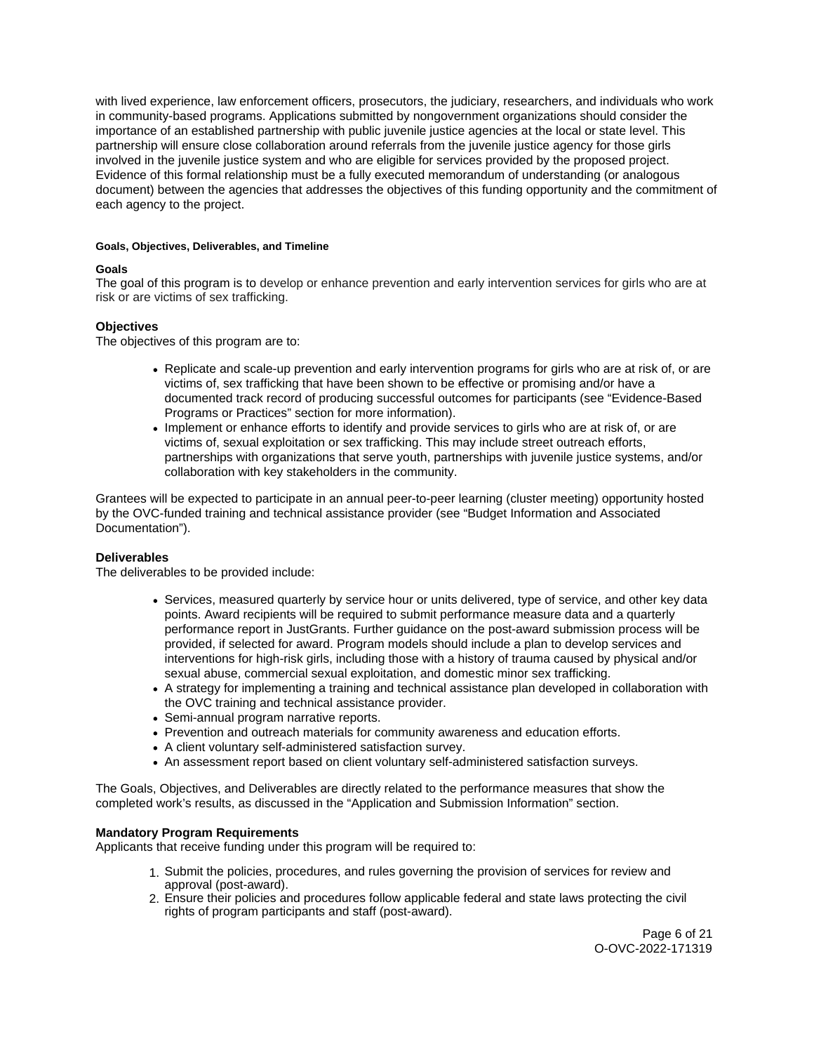with lived experience, law enforcement officers, prosecutors, the judiciary, researchers, and individuals who work in community-based programs. Applications submitted by nongovernment organizations should consider the importance of an established partnership with public juvenile justice agencies at the local or state level. This partnership will ensure close collaboration around referrals from the juvenile justice agency for those girls involved in the juvenile justice system and who are eligible for services provided by the proposed project. Evidence of this formal relationship must be a fully executed memorandum of understanding (or analogous document) between the agencies that addresses the objectives of this funding opportunity and the commitment of each agency to the project.

#### Goals, Objectives, Deliverables, and Timeline

**Goals**
The goal of this program is to develop or enhance prevention and early intervention services for girls who are at risk or are victims of sex trafficking.

**Objectives**
The objectives of this program are to:

- Replicate and scale-up prevention and early intervention programs for girls who are at risk of, or are victims of, sex trafficking that have been shown to be effective or promising and/or have a documented track record of producing successful outcomes for participants (see "Evidence-Based Programs or Practices" section for more information).
- Implement or enhance efforts to identify and provide services to girls who are at risk of, or are victims of, sexual exploitation or sex trafficking. This may include street outreach efforts, partnerships with organizations that serve youth, partnerships with juvenile justice systems, and/or collaboration with key stakeholders in the community.

Grantees will be expected to participate in an annual peer-to-peer learning (cluster meeting) opportunity hosted by the OVC-funded training and technical assistance provider (see "Budget Information and Associated Documentation").

**Deliverables**
The deliverables to be provided include:

- Services, measured quarterly by service hour or units delivered, type of service, and other key data points. Award recipients will be required to submit performance measure data and a quarterly performance report in JustGrants. Further guidance on the post-award submission process will be provided, if selected for award. Program models should include a plan to develop services and interventions for high-risk girls, including those with a history of trauma caused by physical and/or sexual abuse, commercial sexual exploitation, and domestic minor sex trafficking.
- A strategy for implementing a training and technical assistance plan developed in collaboration with the OVC training and technical assistance provider.
- Semi-annual program narrative reports.
- Prevention and outreach materials for community awareness and education efforts.
- A client voluntary self-administered satisfaction survey.
- An assessment report based on client voluntary self-administered satisfaction surveys.

The Goals, Objectives, and Deliverables are directly related to the performance measures that show the completed work's results, as discussed in the "Application and Submission Information" section.

**Mandatory Program Requirements**
Applicants that receive funding under this program will be required to:

1. Submit the policies, procedures, and rules governing the provision of services for review and approval (post-award).
2. Ensure their policies and procedures follow applicable federal and state laws protecting the civil rights of program participants and staff (post-award).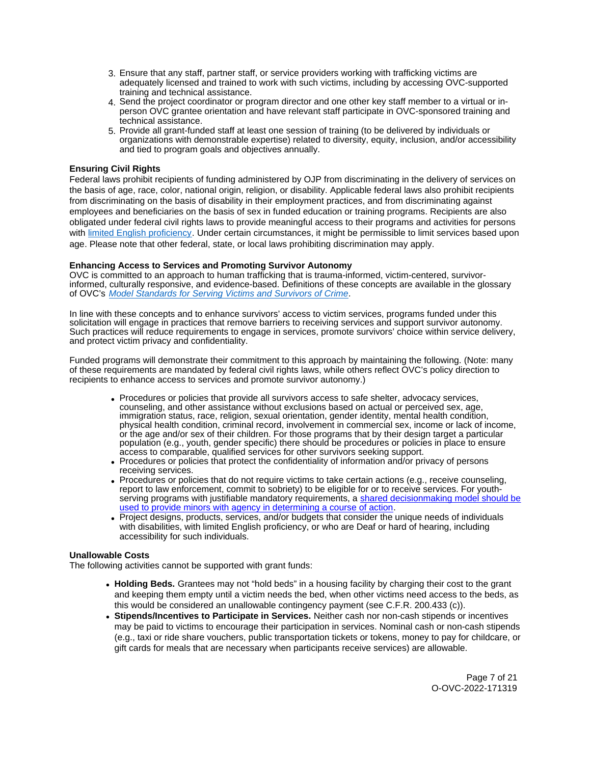3. Ensure that any staff, partner staff, or service providers working with trafficking victims are adequately licensed and trained to work with such victims, including by accessing OVC-supported training and technical assistance.
4. Send the project coordinator or program director and one other key staff member to a virtual or in-person OVC grantee orientation and have relevant staff participate in OVC-sponsored training and technical assistance.
5. Provide all grant-funded staff at least one session of training (to be delivered by individuals or organizations with demonstrable expertise) related to diversity, equity, inclusion, and/or accessibility and tied to program goals and objectives annually.

**Ensuring Civil Rights**

Federal laws prohibit recipients of funding administered by OJP from discriminating in the delivery of services on the basis of age, race, color, national origin, religion, or disability. Applicable federal laws also prohibit recipients from discriminating on the basis of disability in their employment practices, and from discriminating against employees and beneficiaries on the basis of sex in funded education or training programs. Recipients are also obligated under federal civil rights laws to provide meaningful access to their programs and activities for persons with limited English proficiency. Under certain circumstances, it might be permissible to limit services based upon age. Please note that other federal, state, or local laws prohibiting discrimination may apply.

**Enhancing Access to Services and Promoting Survivor Autonomy**

OVC is committed to an approach to human trafficking that is trauma-informed, victim-centered, survivor-informed, culturally responsive, and evidence-based. Definitions of these concepts are available in the glossary of OVC's *Model Standards for Serving Victims and Survivors of Crime*.

In line with these concepts and to enhance survivors' access to victim services, programs funded under this solicitation will engage in practices that remove barriers to receiving services and support survivor autonomy. Such practices will reduce requirements to engage in services, promote survivors' choice within service delivery, and protect victim privacy and confidentiality.

Funded programs will demonstrate their commitment to this approach by maintaining the following. (Note: many of these requirements are mandated by federal civil rights laws, while others reflect OVC's policy direction to recipients to enhance access to services and promote survivor autonomy.)

- Procedures or policies that provide all survivors access to safe shelter, advocacy services, counseling, and other assistance without exclusions based on actual or perceived sex, age, immigration status, race, religion, sexual orientation, gender identity, mental health condition, physical health condition, criminal record, involvement in commercial sex, income or lack of income, or the age and/or sex of their children. For those programs that by their design target a particular population (e.g., youth, gender specific) there should be procedures or policies in place to ensure access to comparable, qualified services for other survivors seeking support.
- Procedures or policies that protect the confidentiality of information and/or privacy of persons receiving services.
- Procedures or policies that do not require victims to take certain actions (e.g., receive counseling, report to law enforcement, commit to sobriety) to be eligible for or to receive services. For youth-serving programs with justifiable mandatory requirements, a shared decisionmaking model should be used to provide minors with agency in determining a course of action.
- Project designs, products, services, and/or budgets that consider the unique needs of individuals with disabilities, with limited English proficiency, or who are Deaf or hard of hearing, including accessibility for such individuals.

**Unallowable Costs**

The following activities cannot be supported with grant funds:

- **Holding Beds.** Grantees may not "hold beds" in a housing facility by charging their cost to the grant and keeping them empty until a victim needs the bed, when other victims need access to the beds, as this would be considered an unallowable contingency payment (see C.F.R. 200.433 (c)).
- **Stipends/Incentives to Participate in Services.** Neither cash nor non-cash stipends or incentives may be paid to victims to encourage their participation in services. Nominal cash or non-cash stipends (e.g., taxi or ride share vouchers, public transportation tickets or tokens, money to pay for childcare, or gift cards for meals that are necessary when participants receive services) are allowable.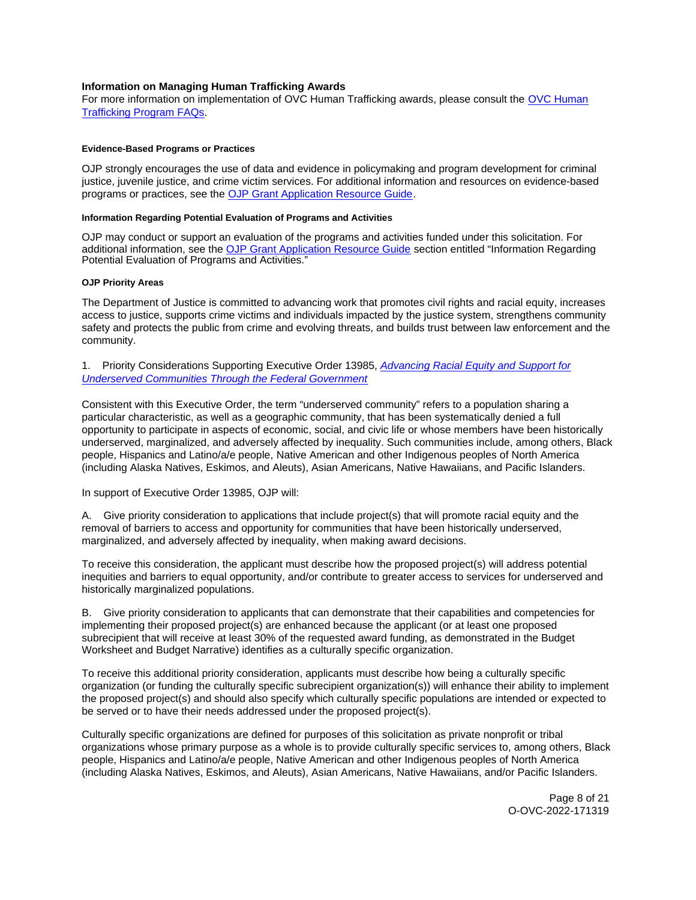### Information on Managing Human Trafficking Awards

For more information on implementation of OVC Human Trafficking awards, please consult the [OVC Human Trafficking Program FAQs](#).

#### Evidence-Based Programs or Practices

OJP strongly encourages the use of data and evidence in policymaking and program development for criminal justice, juvenile justice, and crime victim services. For additional information and resources on evidence-based programs or practices, see the [OJP Grant Application Resource Guide](#).

#### Information Regarding Potential Evaluation of Programs and Activities

OJP may conduct or support an evaluation of the programs and activities funded under this solicitation. For additional information, see the [OJP Grant Application Resource Guide](#) section entitled "Information Regarding Potential Evaluation of Programs and Activities."

#### OJP Priority Areas

The Department of Justice is committed to advancing work that promotes civil rights and racial equity, increases access to justice, supports crime victims and individuals impacted by the justice system, strengthens community safety and protects the public from crime and evolving threats, and builds trust between law enforcement and the community.

1. Priority Considerations Supporting Executive Order 13985, [*Advancing Racial Equity and Support for Underserved Communities Through the Federal Government*](#)

Consistent with this Executive Order, the term "underserved community" refers to a population sharing a particular characteristic, as well as a geographic community, that has been systematically denied a full opportunity to participate in aspects of economic, social, and civic life or whose members have been historically underserved, marginalized, and adversely affected by inequality. Such communities include, among others, Black people, Hispanics and Latino/a/e people, Native American and other Indigenous peoples of North America (including Alaska Natives, Eskimos, and Aleuts), Asian Americans, Native Hawaiians, and Pacific Islanders.

In support of Executive Order 13985, OJP will:

A. Give priority consideration to applications that include project(s) that will promote racial equity and the removal of barriers to access and opportunity for communities that have been historically underserved, marginalized, and adversely affected by inequality, when making award decisions.

To receive this consideration, the applicant must describe how the proposed project(s) will address potential inequities and barriers to equal opportunity, and/or contribute to greater access to services for underserved and historically marginalized populations.

B. Give priority consideration to applicants that can demonstrate that their capabilities and competencies for implementing their proposed project(s) are enhanced because the applicant (or at least one proposed subrecipient that will receive at least 30% of the requested award funding, as demonstrated in the Budget Worksheet and Budget Narrative) identifies as a culturally specific organization.

To receive this additional priority consideration, applicants must describe how being a culturally specific organization (or funding the culturally specific subrecipient organization(s)) will enhance their ability to implement the proposed project(s) and should also specify which culturally specific populations are intended or expected to be served or to have their needs addressed under the proposed project(s).

Culturally specific organizations are defined for purposes of this solicitation as private nonprofit or tribal organizations whose primary purpose as a whole is to provide culturally specific services to, among others, Black people, Hispanics and Latino/a/e people, Native American and other Indigenous peoples of North America (including Alaska Natives, Eskimos, and Aleuts), Asian Americans, Native Hawaiians, and/or Pacific Islanders.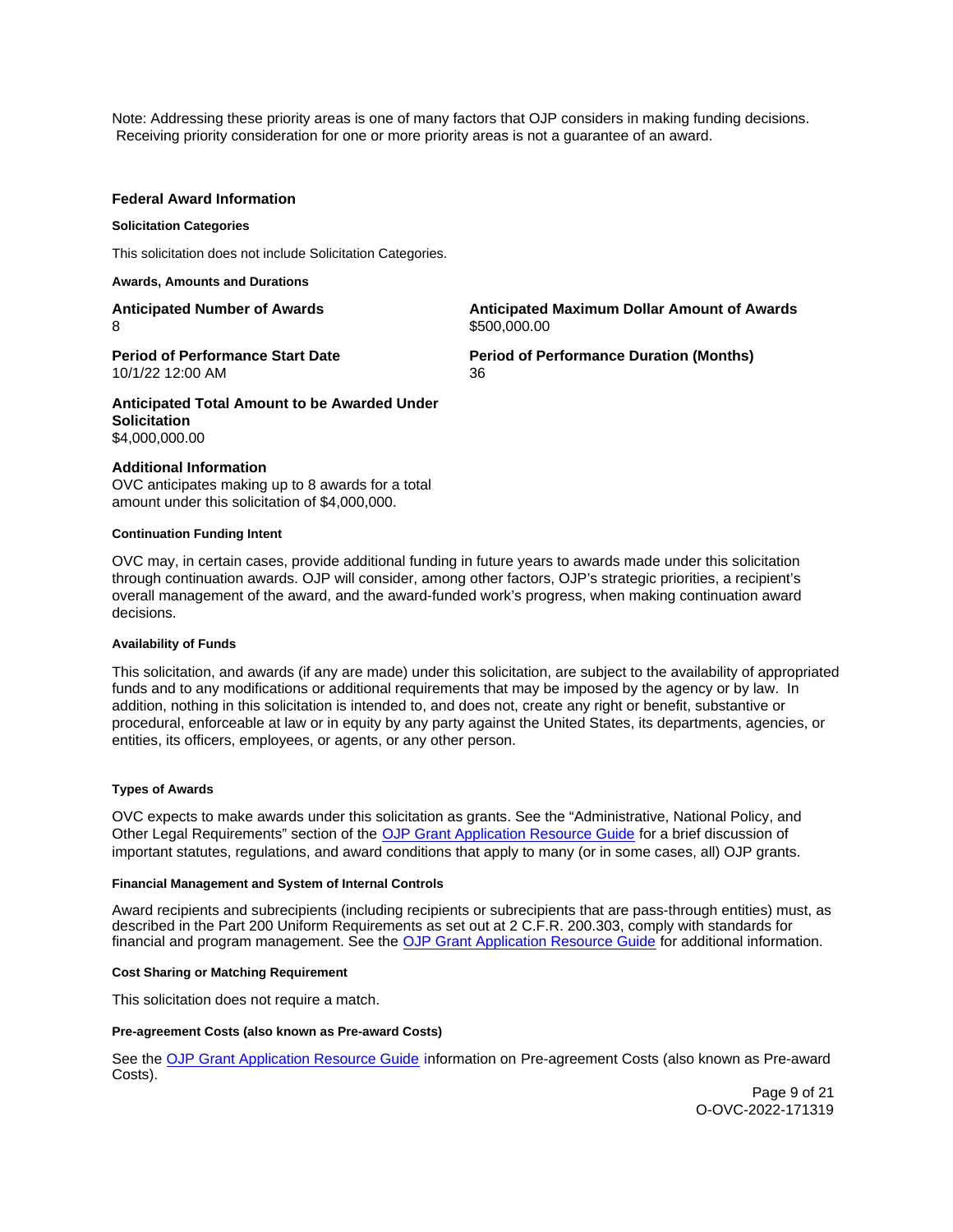Note: Addressing these priority areas is one of many factors that OJP considers in making funding decisions. Receiving priority consideration for one or more priority areas is not a guarantee of an award.

## Federal Award Information

#### Solicitation Categories

This solicitation does not include Solicitation Categories.

#### Awards, Amounts and Durations

**Anticipated Number of Awards**
8

**Anticipated Maximum Dollar Amount of Awards**
$500,000.00

**Period of Performance Start Date**
10/1/22 12:00 AM

**Period of Performance Duration (Months)**
36

**Anticipated Total Amount to be Awarded Under Solicitation**
$4,000,000.00

**Additional Information**
OVC anticipates making up to 8 awards for a total amount under this solicitation of $4,000,000.

#### Continuation Funding Intent

OVC may, in certain cases, provide additional funding in future years to awards made under this solicitation through continuation awards. OJP will consider, among other factors, OJP's strategic priorities, a recipient's overall management of the award, and the award-funded work's progress, when making continuation award decisions.

#### Availability of Funds

This solicitation, and awards (if any are made) under this solicitation, are subject to the availability of appropriated funds and to any modifications or additional requirements that may be imposed by the agency or by law. In addition, nothing in this solicitation is intended to, and does not, create any right or benefit, substantive or procedural, enforceable at law or in equity by any party against the United States, its departments, agencies, or entities, its officers, employees, or agents, or any other person.

#### Types of Awards

OVC expects to make awards under this solicitation as grants. See the "Administrative, National Policy, and Other Legal Requirements" section of the OJP Grant Application Resource Guide for a brief discussion of important statutes, regulations, and award conditions that apply to many (or in some cases, all) OJP grants.

#### Financial Management and System of Internal Controls

Award recipients and subrecipients (including recipients or subrecipients that are pass-through entities) must, as described in the Part 200 Uniform Requirements as set out at 2 C.F.R. 200.303, comply with standards for financial and program management. See the OJP Grant Application Resource Guide for additional information.

#### Cost Sharing or Matching Requirement

This solicitation does not require a match.

#### Pre-agreement Costs (also known as Pre-award Costs)

See the OJP Grant Application Resource Guide information on Pre-agreement Costs (also known as Pre-award Costs).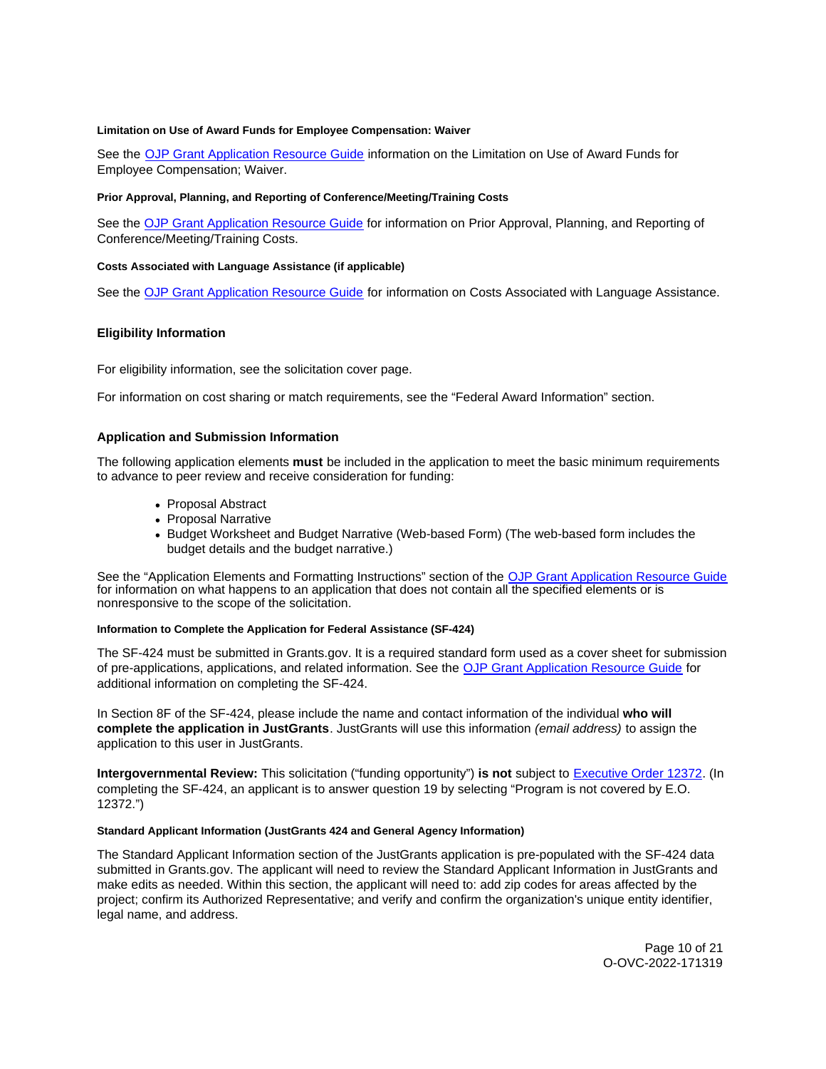#### Limitation on Use of Award Funds for Employee Compensation: Waiver

See the OJP Grant Application Resource Guide information on the Limitation on Use of Award Funds for Employee Compensation; Waiver.

#### Prior Approval, Planning, and Reporting of Conference/Meeting/Training Costs

See the OJP Grant Application Resource Guide for information on Prior Approval, Planning, and Reporting of Conference/Meeting/Training Costs.

#### Costs Associated with Language Assistance (if applicable)

See the OJP Grant Application Resource Guide for information on Costs Associated with Language Assistance.

### Eligibility Information

For eligibility information, see the solicitation cover page.

For information on cost sharing or match requirements, see the "Federal Award Information" section.

### Application and Submission Information

The following application elements **must** be included in the application to meet the basic minimum requirements to advance to peer review and receive consideration for funding:

- Proposal Abstract
- Proposal Narrative
- Budget Worksheet and Budget Narrative (Web-based Form) (The web-based form includes the budget details and the budget narrative.)

See the "Application Elements and Formatting Instructions" section of the OJP Grant Application Resource Guide for information on what happens to an application that does not contain all the specified elements or is nonresponsive to the scope of the solicitation.

#### Information to Complete the Application for Federal Assistance (SF-424)

The SF-424 must be submitted in Grants.gov. It is a required standard form used as a cover sheet for submission of pre-applications, applications, and related information. See the OJP Grant Application Resource Guide for additional information on completing the SF-424.

In Section 8F of the SF-424, please include the name and contact information of the individual **who will complete the application in JustGrants**. JustGrants will use this information *(email address)* to assign the application to this user in JustGrants.

**Intergovernmental Review:** This solicitation ("funding opportunity") **is not** subject to Executive Order 12372. (In completing the SF-424, an applicant is to answer question 19 by selecting "Program is not covered by E.O. 12372.")

#### Standard Applicant Information (JustGrants 424 and General Agency Information)

The Standard Applicant Information section of the JustGrants application is pre-populated with the SF-424 data submitted in Grants.gov. The applicant will need to review the Standard Applicant Information in JustGrants and make edits as needed. Within this section, the applicant will need to: add zip codes for areas affected by the project; confirm its Authorized Representative; and verify and confirm the organization's unique entity identifier, legal name, and address.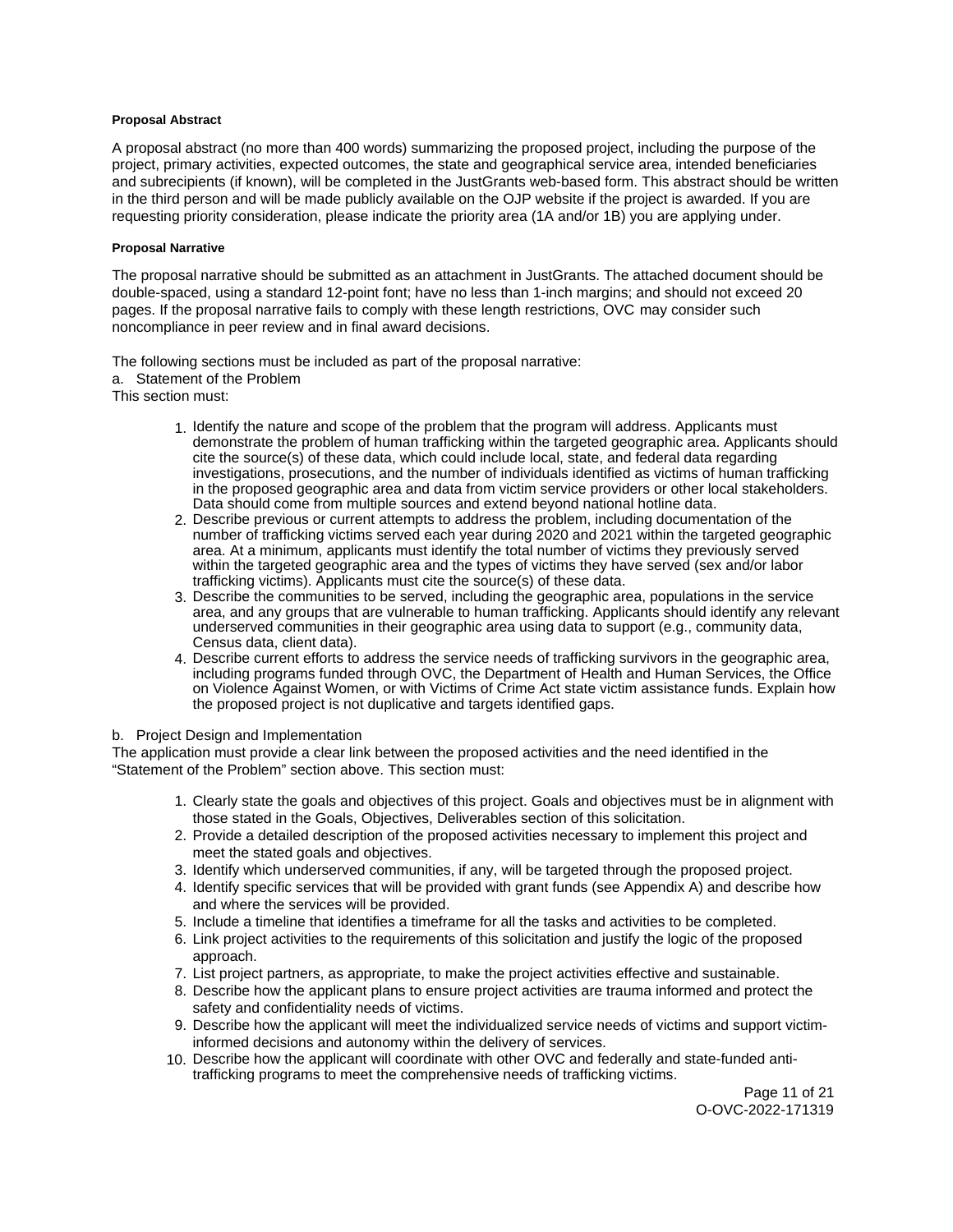#### Proposal Abstract

A proposal abstract (no more than 400 words) summarizing the proposed project, including the purpose of the project, primary activities, expected outcomes, the state and geographical service area, intended beneficiaries and subrecipients (if known), will be completed in the JustGrants web-based form. This abstract should be written in the third person and will be made publicly available on the OJP website if the project is awarded. If you are requesting priority consideration, please indicate the priority area (1A and/or 1B) you are applying under.

#### Proposal Narrative

The proposal narrative should be submitted as an attachment in JustGrants. The attached document should be double-spaced, using a standard 12-point font; have no less than 1-inch margins; and should not exceed 20 pages. If the proposal narrative fails to comply with these length restrictions, OVC may consider such noncompliance in peer review and in final award decisions.

The following sections must be included as part of the proposal narrative:

a. Statement of the Problem

This section must:

1. Identify the nature and scope of the problem that the program will address. Applicants must demonstrate the problem of human trafficking within the targeted geographic area. Applicants should cite the source(s) of these data, which could include local, state, and federal data regarding investigations, prosecutions, and the number of individuals identified as victims of human trafficking in the proposed geographic area and data from victim service providers or other local stakeholders. Data should come from multiple sources and extend beyond national hotline data.
2. Describe previous or current attempts to address the problem, including documentation of the number of trafficking victims served each year during 2020 and 2021 within the targeted geographic area. At a minimum, applicants must identify the total number of victims they previously served within the targeted geographic area and the types of victims they have served (sex and/or labor trafficking victims). Applicants must cite the source(s) of these data.
3. Describe the communities to be served, including the geographic area, populations in the service area, and any groups that are vulnerable to human trafficking. Applicants should identify any relevant underserved communities in their geographic area using data to support (e.g., community data, Census data, client data).
4. Describe current efforts to address the service needs of trafficking survivors in the geographic area, including programs funded through OVC, the Department of Health and Human Services, the Office on Violence Against Women, or with Victims of Crime Act state victim assistance funds. Explain how the proposed project is not duplicative and targets identified gaps.

b. Project Design and Implementation

The application must provide a clear link between the proposed activities and the need identified in the "Statement of the Problem" section above. This section must:

1. Clearly state the goals and objectives of this project. Goals and objectives must be in alignment with those stated in the Goals, Objectives, Deliverables section of this solicitation.
2. Provide a detailed description of the proposed activities necessary to implement this project and meet the stated goals and objectives.
3. Identify which underserved communities, if any, will be targeted through the proposed project.
4. Identify specific services that will be provided with grant funds (see Appendix A) and describe how and where the services will be provided.
5. Include a timeline that identifies a timeframe for all the tasks and activities to be completed.
6. Link project activities to the requirements of this solicitation and justify the logic of the proposed approach.
7. List project partners, as appropriate, to make the project activities effective and sustainable.
8. Describe how the applicant plans to ensure project activities are trauma informed and protect the safety and confidentiality needs of victims.
9. Describe how the applicant will meet the individualized service needs of victims and support victim-informed decisions and autonomy within the delivery of services.
10. Describe how the applicant will coordinate with other OVC and federally and state-funded anti-trafficking programs to meet the comprehensive needs of trafficking victims.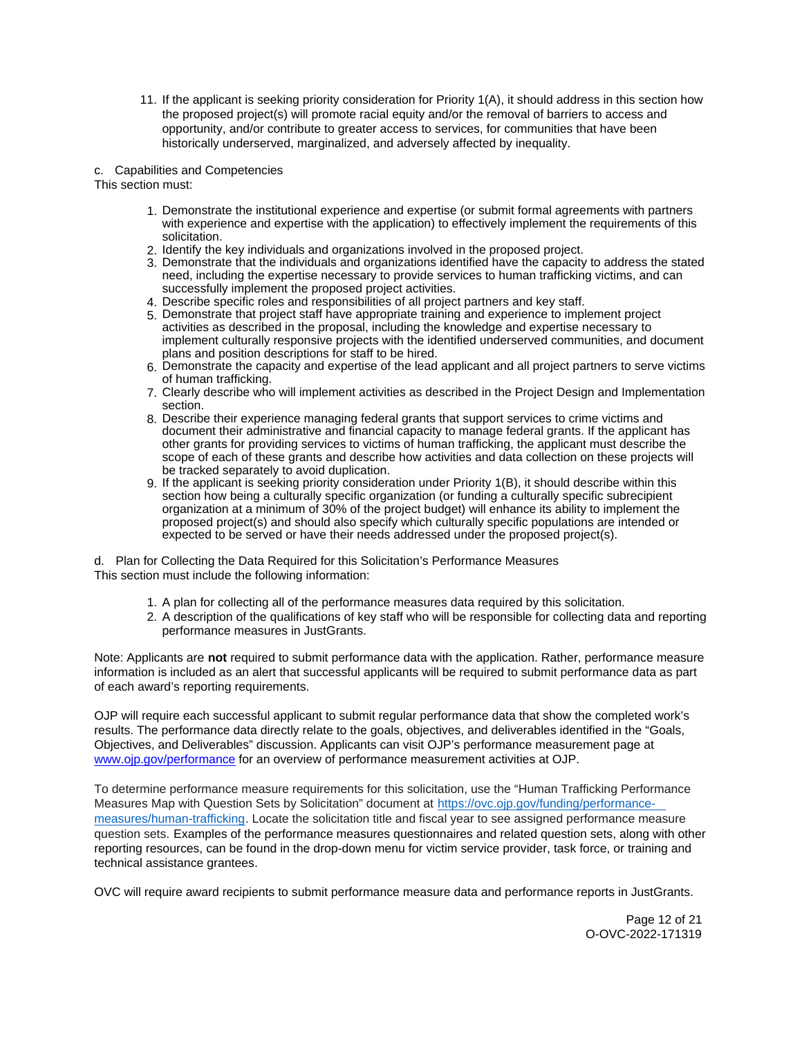11. If the applicant is seeking priority consideration for Priority 1(A), it should address in this section how the proposed project(s) will promote racial equity and/or the removal of barriers to access and opportunity, and/or contribute to greater access to services, for communities that have been historically underserved, marginalized, and adversely affected by inequality.

c. Capabilities and Competencies

This section must:

1. Demonstrate the institutional experience and expertise (or submit formal agreements with partners with experience and expertise with the application) to effectively implement the requirements of this solicitation.
2. Identify the key individuals and organizations involved in the proposed project.
3. Demonstrate that the individuals and organizations identified have the capacity to address the stated need, including the expertise necessary to provide services to human trafficking victims, and can successfully implement the proposed project activities.
4. Describe specific roles and responsibilities of all project partners and key staff.
5. Demonstrate that project staff have appropriate training and experience to implement project activities as described in the proposal, including the knowledge and expertise necessary to implement culturally responsive projects with the identified underserved communities, and document plans and position descriptions for staff to be hired.
6. Demonstrate the capacity and expertise of the lead applicant and all project partners to serve victims of human trafficking.
7. Clearly describe who will implement activities as described in the Project Design and Implementation section.
8. Describe their experience managing federal grants that support services to crime victims and document their administrative and financial capacity to manage federal grants. If the applicant has other grants for providing services to victims of human trafficking, the applicant must describe the scope of each of these grants and describe how activities and data collection on these projects will be tracked separately to avoid duplication.
9. If the applicant is seeking priority consideration under Priority 1(B), it should describe within this section how being a culturally specific organization (or funding a culturally specific subrecipient organization at a minimum of 30% of the project budget) will enhance its ability to implement the proposed project(s) and should also specify which culturally specific populations are intended or expected to be served or have their needs addressed under the proposed project(s).

d. Plan for Collecting the Data Required for this Solicitation's Performance Measures

This section must include the following information:

1. A plan for collecting all of the performance measures data required by this solicitation.
2. A description of the qualifications of key staff who will be responsible for collecting data and reporting performance measures in JustGrants.

Note: Applicants are **not** required to submit performance data with the application. Rather, performance measure information is included as an alert that successful applicants will be required to submit performance data as part of each award's reporting requirements.

OJP will require each successful applicant to submit regular performance data that show the completed work's results. The performance data directly relate to the goals, objectives, and deliverables identified in the "Goals, Objectives, and Deliverables" discussion. Applicants can visit OJP's performance measurement page at [www.ojp.gov/performance](www.ojp.gov/performance) for an overview of performance measurement activities at OJP.

To determine performance measure requirements for this solicitation, use the "Human Trafficking Performance Measures Map with Question Sets by Solicitation" document at [https://ovc.ojp.gov/funding/performance-measures/human-trafficking](https://ovc.ojp.gov/funding/performance-measures/human-trafficking). Locate the solicitation title and fiscal year to see assigned performance measure question sets. Examples of the performance measures questionnaires and related question sets, along with other reporting resources, can be found in the drop-down menu for victim service provider, task force, or training and technical assistance grantees.

OVC will require award recipients to submit performance measure data and performance reports in JustGrants.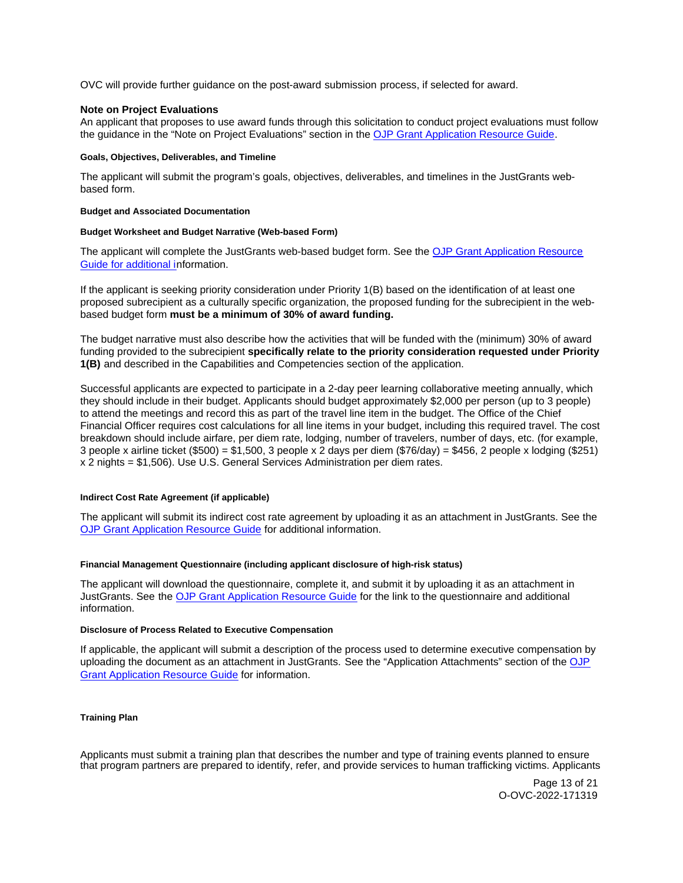OVC will provide further guidance on the post-award submission process, if selected for award.

### Note on Project Evaluations

An applicant that proposes to use award funds through this solicitation to conduct project evaluations must follow the guidance in the "Note on Project Evaluations" section in the OJP Grant Application Resource Guide.

#### Goals, Objectives, Deliverables, and Timeline

The applicant will submit the program's goals, objectives, deliverables, and timelines in the JustGrants web-based form.

#### Budget and Associated Documentation

#### Budget Worksheet and Budget Narrative (Web-based Form)

The applicant will complete the JustGrants web-based budget form. See the OJP Grant Application Resource Guide for additional information.

If the applicant is seeking priority consideration under Priority 1(B) based on the identification of at least one proposed subrecipient as a culturally specific organization, the proposed funding for the subrecipient in the web-based budget form **must be a minimum of 30% of award funding.**

The budget narrative must also describe how the activities that will be funded with the (minimum) 30% of award funding provided to the subrecipient **specifically relate to the priority consideration requested under Priority 1(B)** and described in the Capabilities and Competencies section of the application.

Successful applicants are expected to participate in a 2-day peer learning collaborative meeting annually, which they should include in their budget. Applicants should budget approximately $2,000 per person (up to 3 people) to attend the meetings and record this as part of the travel line item in the budget. The Office of the Chief Financial Officer requires cost calculations for all line items in your budget, including this required travel. The cost breakdown should include airfare, per diem rate, lodging, number of travelers, number of days, etc. (for example, 3 people x airline ticket ($500) = $1,500, 3 people x 2 days per diem ($76/day) = $456, 2 people x lodging ($251) x 2 nights = $1,506). Use U.S. General Services Administration per diem rates.

#### Indirect Cost Rate Agreement (if applicable)

The applicant will submit its indirect cost rate agreement by uploading it as an attachment in JustGrants. See the OJP Grant Application Resource Guide for additional information.

#### Financial Management Questionnaire (including applicant disclosure of high-risk status)

The applicant will download the questionnaire, complete it, and submit it by uploading it as an attachment in JustGrants. See the OJP Grant Application Resource Guide for the link to the questionnaire and additional information.

#### Disclosure of Process Related to Executive Compensation

If applicable, the applicant will submit a description of the process used to determine executive compensation by uploading the document as an attachment in JustGrants. See the "Application Attachments" section of the OJP Grant Application Resource Guide for information.

#### Training Plan

Applicants must submit a training plan that describes the number and type of training events planned to ensure that program partners are prepared to identify, refer, and provide services to human trafficking victims. Applicants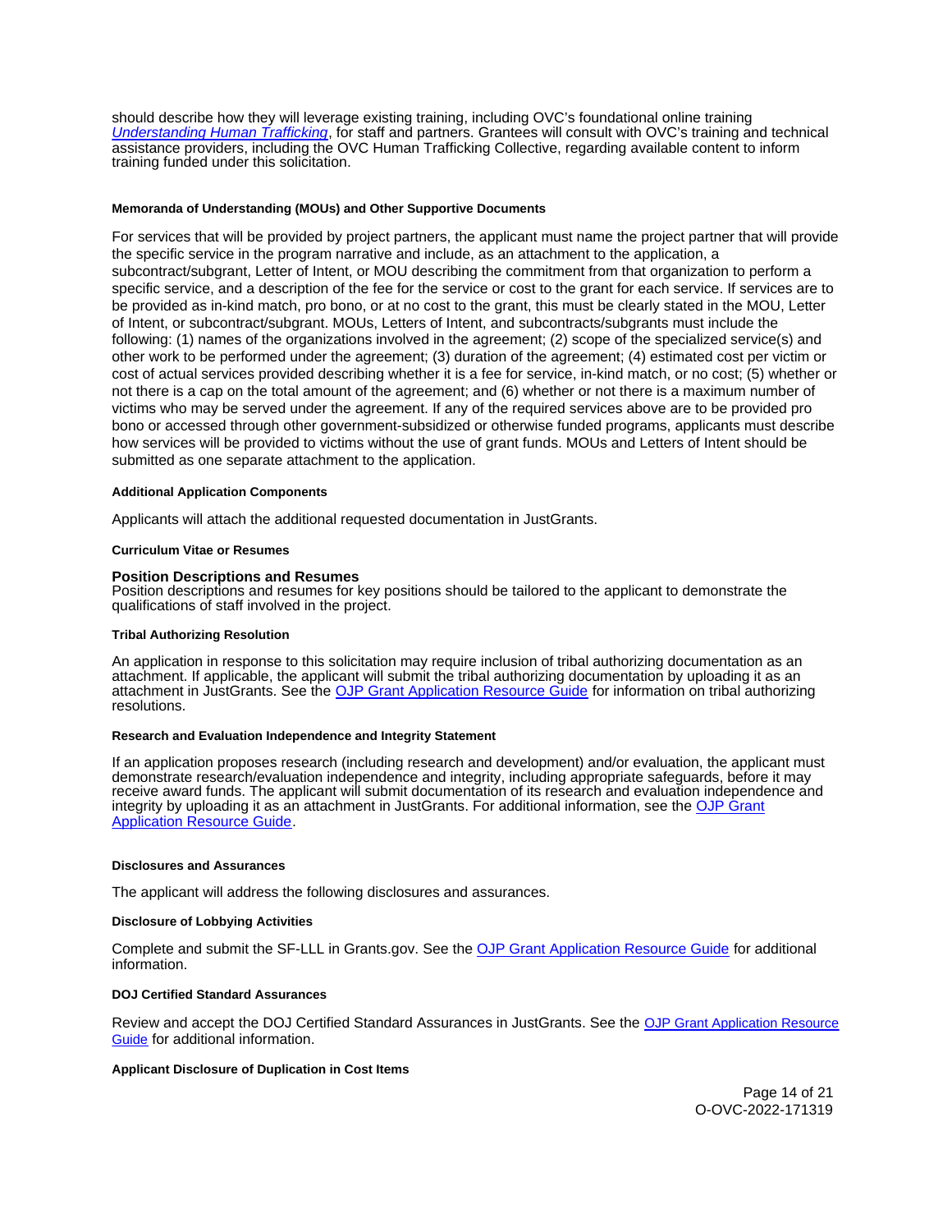should describe how they will leverage existing training, including OVC's foundational online training *Understanding Human Trafficking*, for staff and partners. Grantees will consult with OVC's training and technical assistance providers, including the OVC Human Trafficking Collective, regarding available content to inform training funded under this solicitation.

#### Memoranda of Understanding (MOUs) and Other Supportive Documents

For services that will be provided by project partners, the applicant must name the project partner that will provide the specific service in the program narrative and include, as an attachment to the application, a subcontract/subgrant, Letter of Intent, or MOU describing the commitment from that organization to perform a specific service, and a description of the fee for the service or cost to the grant for each service. If services are to be provided as in-kind match, pro bono, or at no cost to the grant, this must be clearly stated in the MOU, Letter of Intent, or subcontract/subgrant. MOUs, Letters of Intent, and subcontracts/subgrants must include the following: (1) names of the organizations involved in the agreement; (2) scope of the specialized service(s) and other work to be performed under the agreement; (3) duration of the agreement; (4) estimated cost per victim or cost of actual services provided describing whether it is a fee for service, in-kind match, or no cost; (5) whether or not there is a cap on the total amount of the agreement; and (6) whether or not there is a maximum number of victims who may be served under the agreement. If any of the required services above are to be provided pro bono or accessed through other government-subsidized or otherwise funded programs, applicants must describe how services will be provided to victims without the use of grant funds. MOUs and Letters of Intent should be submitted as one separate attachment to the application.

#### Additional Application Components

Applicants will attach the additional requested documentation in JustGrants.

#### Curriculum Vitae or Resumes

### Position Descriptions and Resumes

Position descriptions and resumes for key positions should be tailored to the applicant to demonstrate the qualifications of staff involved in the project.

#### Tribal Authorizing Resolution

An application in response to this solicitation may require inclusion of tribal authorizing documentation as an attachment. If applicable, the applicant will submit the tribal authorizing documentation by uploading it as an attachment in JustGrants. See the OJP Grant Application Resource Guide for information on tribal authorizing resolutions.

#### Research and Evaluation Independence and Integrity Statement

If an application proposes research (including research and development) and/or evaluation, the applicant must demonstrate research/evaluation independence and integrity, including appropriate safeguards, before it may receive award funds. The applicant will submit documentation of its research and evaluation independence and integrity by uploading it as an attachment in JustGrants. For additional information, see the OJP Grant Application Resource Guide.

#### Disclosures and Assurances

The applicant will address the following disclosures and assurances.

#### Disclosure of Lobbying Activities

Complete and submit the SF-LLL in Grants.gov. See the OJP Grant Application Resource Guide for additional information.

#### DOJ Certified Standard Assurances

Review and accept the DOJ Certified Standard Assurances in JustGrants. See the OJP Grant Application Resource Guide for additional information.

#### Applicant Disclosure of Duplication in Cost Items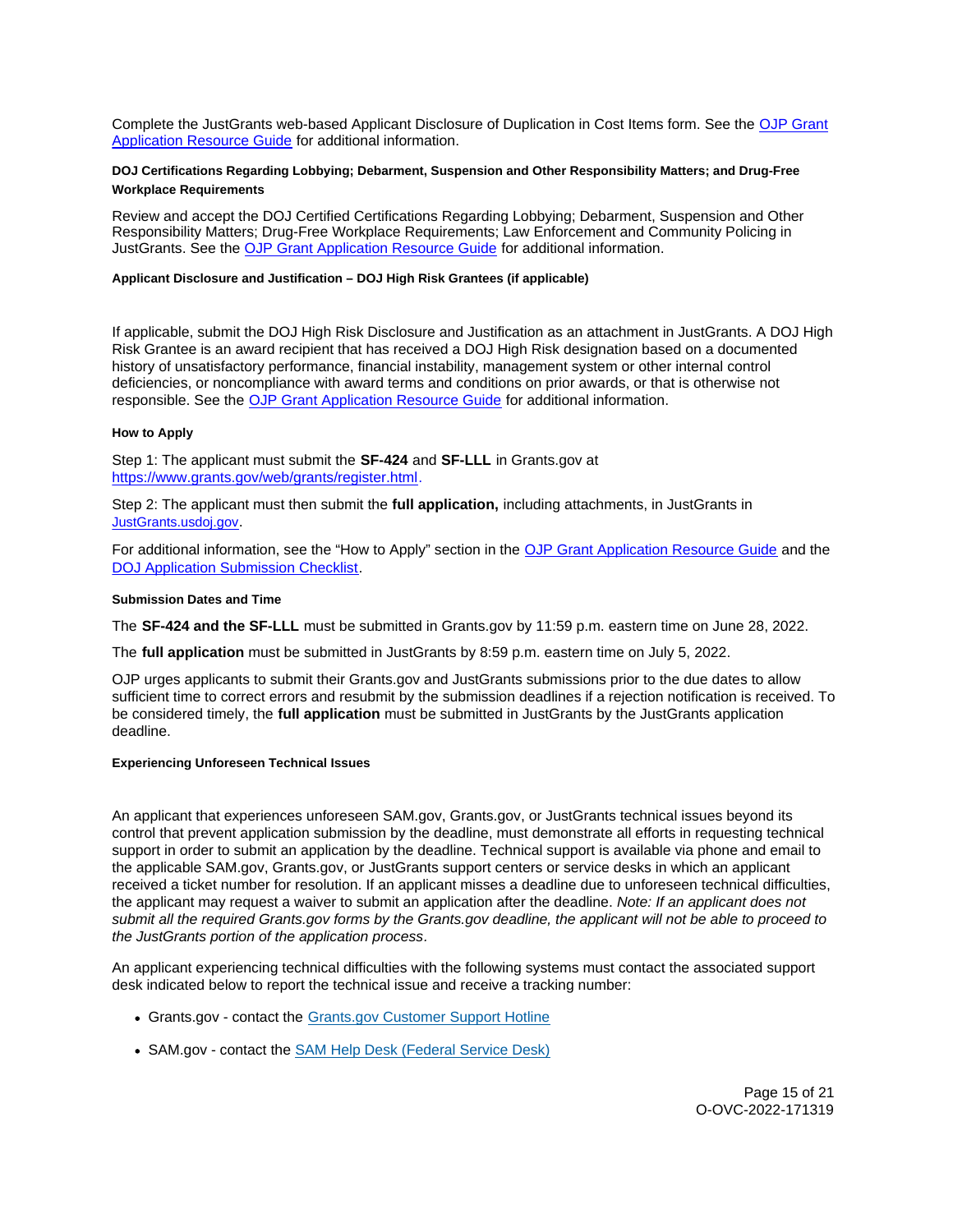Complete the JustGrants web-based Applicant Disclosure of Duplication in Cost Items form. See the [OJP Grant Application Resource Guide](#) for additional information.

#### DOJ Certifications Regarding Lobbying; Debarment, Suspension and Other Responsibility Matters; and Drug-Free Workplace Requirements

Review and accept the DOJ Certified Certifications Regarding Lobbying; Debarment, Suspension and Other Responsibility Matters; Drug-Free Workplace Requirements; Law Enforcement and Community Policing in JustGrants. See the [OJP Grant Application Resource Guide](#) for additional information.

#### Applicant Disclosure and Justification – DOJ High Risk Grantees (if applicable)

If applicable, submit the DOJ High Risk Disclosure and Justification as an attachment in JustGrants. A DOJ High Risk Grantee is an award recipient that has received a DOJ High Risk designation based on a documented history of unsatisfactory performance, financial instability, management system or other internal control deficiencies, or noncompliance with award terms and conditions on prior awards, or that is otherwise not responsible. See the [OJP Grant Application Resource Guide](#) for additional information.

#### How to Apply

Step 1: The applicant must submit the **SF-424** and **SF-LLL** in Grants.gov at [https://www.grants.gov/web/grants/register.html](https://www.grants.gov/web/grants/register.html).

Step 2: The applicant must then submit the **full application,** including attachments, in JustGrants in [JustGrants.usdoj.gov](#).

For additional information, see the "How to Apply" section in the [OJP Grant Application Resource Guide](#) and the [DOJ Application Submission Checklist](#).

#### Submission Dates and Time

The **SF-424 and the SF-LLL** must be submitted in Grants.gov by 11:59 p.m. eastern time on June 28, 2022.

The **full application** must be submitted in JustGrants by 8:59 p.m. eastern time on July 5, 2022.

OJP urges applicants to submit their Grants.gov and JustGrants submissions prior to the due dates to allow sufficient time to correct errors and resubmit by the submission deadlines if a rejection notification is received. To be considered timely, the **full application** must be submitted in JustGrants by the JustGrants application deadline.

#### Experiencing Unforeseen Technical Issues

An applicant that experiences unforeseen SAM.gov, Grants.gov, or JustGrants technical issues beyond its control that prevent application submission by the deadline, must demonstrate all efforts in requesting technical support in order to submit an application by the deadline. Technical support is available via phone and email to the applicable SAM.gov, Grants.gov, or JustGrants support centers or service desks in which an applicant received a ticket number for resolution. If an applicant misses a deadline due to unforeseen technical difficulties, the applicant may request a waiver to submit an application after the deadline. *Note: If an applicant does not submit all the required Grants.gov forms by the Grants.gov deadline, the applicant will not be able to proceed to the JustGrants portion of the application process*.

An applicant experiencing technical difficulties with the following systems must contact the associated support desk indicated below to report the technical issue and receive a tracking number:

- Grants.gov - contact the [Grants.gov Customer Support Hotline](#)
- SAM.gov - contact the [SAM Help Desk (Federal Service Desk)](#)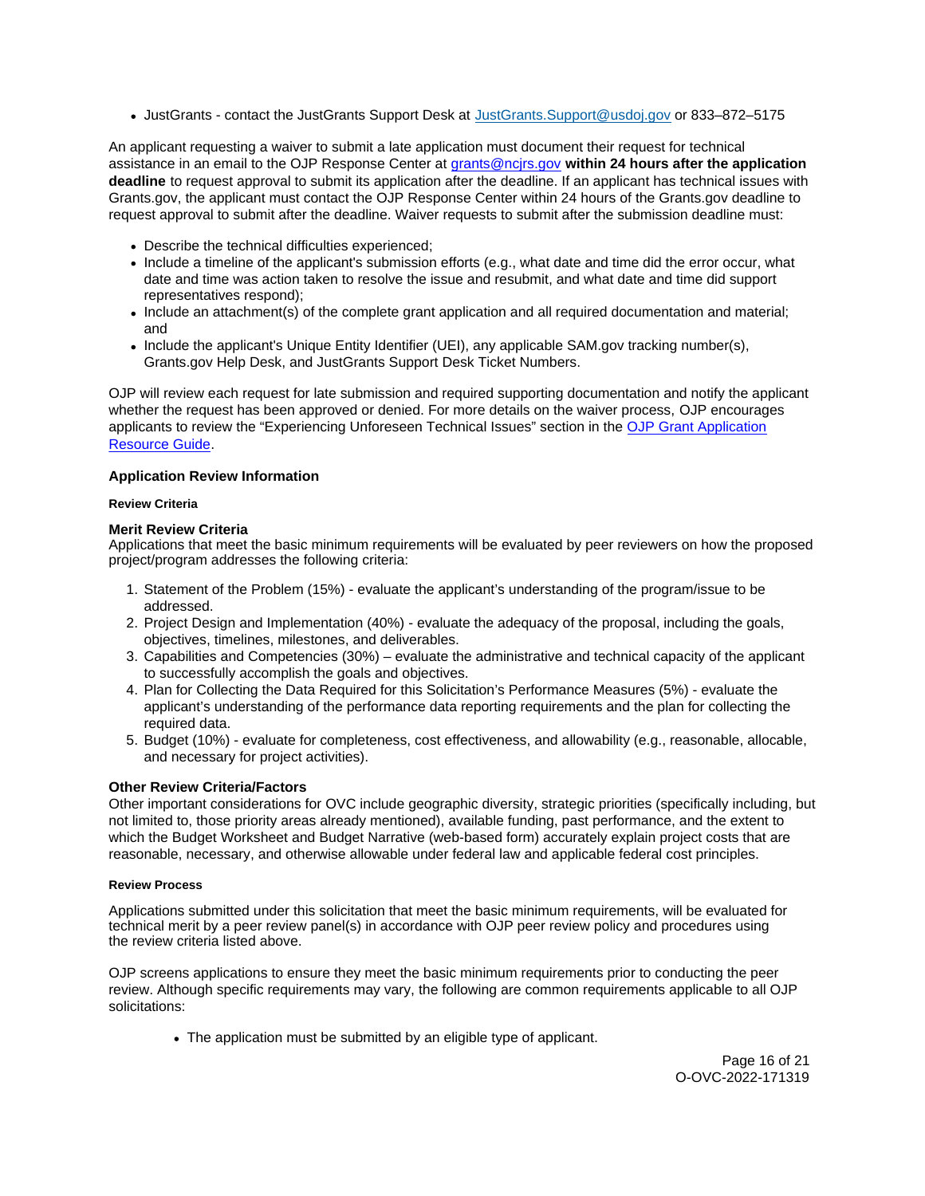- JustGrants - contact the JustGrants Support Desk at [JustGrants.Support@usdoj.gov](mailto:JustGrants.Support@usdoj.gov) or 833–872–5175

An applicant requesting a waiver to submit a late application must document their request for technical assistance in an email to the OJP Response Center at [grants@ncjrs.gov](mailto:grants@ncjrs.gov) **within 24 hours after the application deadline** to request approval to submit its application after the deadline. If an applicant has technical issues with Grants.gov, the applicant must contact the OJP Response Center within 24 hours of the Grants.gov deadline to request approval to submit after the deadline. Waiver requests to submit after the submission deadline must:

- Describe the technical difficulties experienced;
- Include a timeline of the applicant's submission efforts (e.g., what date and time did the error occur, what date and time was action taken to resolve the issue and resubmit, and what date and time did support representatives respond);
- Include an attachment(s) of the complete grant application and all required documentation and material; and
- Include the applicant's Unique Entity Identifier (UEI), any applicable SAM.gov tracking number(s), Grants.gov Help Desk, and JustGrants Support Desk Ticket Numbers.

OJP will review each request for late submission and required supporting documentation and notify the applicant whether the request has been approved or denied. For more details on the waiver process, OJP encourages applicants to review the "Experiencing Unforeseen Technical Issues" section in the [OJP Grant Application Resource Guide](https://www.ojp.gov/funding/apply/ojp-grant-application-resource-guide).

## Application Review Information

#### Review Criteria

### Merit Review Criteria

Applications that meet the basic minimum requirements will be evaluated by peer reviewers on how the proposed project/program addresses the following criteria:

1. Statement of the Problem (15%) - evaluate the applicant's understanding of the program/issue to be addressed.
2. Project Design and Implementation (40%) - evaluate the adequacy of the proposal, including the goals, objectives, timelines, milestones, and deliverables.
3. Capabilities and Competencies (30%) – evaluate the administrative and technical capacity of the applicant to successfully accomplish the goals and objectives.
4. Plan for Collecting the Data Required for this Solicitation's Performance Measures (5%) - evaluate the applicant's understanding of the performance data reporting requirements and the plan for collecting the required data.
5. Budget (10%) - evaluate for completeness, cost effectiveness, and allowability (e.g., reasonable, allocable, and necessary for project activities).

### Other Review Criteria/Factors

Other important considerations for OVC include geographic diversity, strategic priorities (specifically including, but not limited to, those priority areas already mentioned), available funding, past performance, and the extent to which the Budget Worksheet and Budget Narrative (web-based form) accurately explain project costs that are reasonable, necessary, and otherwise allowable under federal law and applicable federal cost principles.

#### Review Process

Applications submitted under this solicitation that meet the basic minimum requirements, will be evaluated for technical merit by a peer review panel(s) in accordance with OJP peer review policy and procedures using the review criteria listed above.

OJP screens applications to ensure they meet the basic minimum requirements prior to conducting the peer review. Although specific requirements may vary, the following are common requirements applicable to all OJP solicitations:

- The application must be submitted by an eligible type of applicant.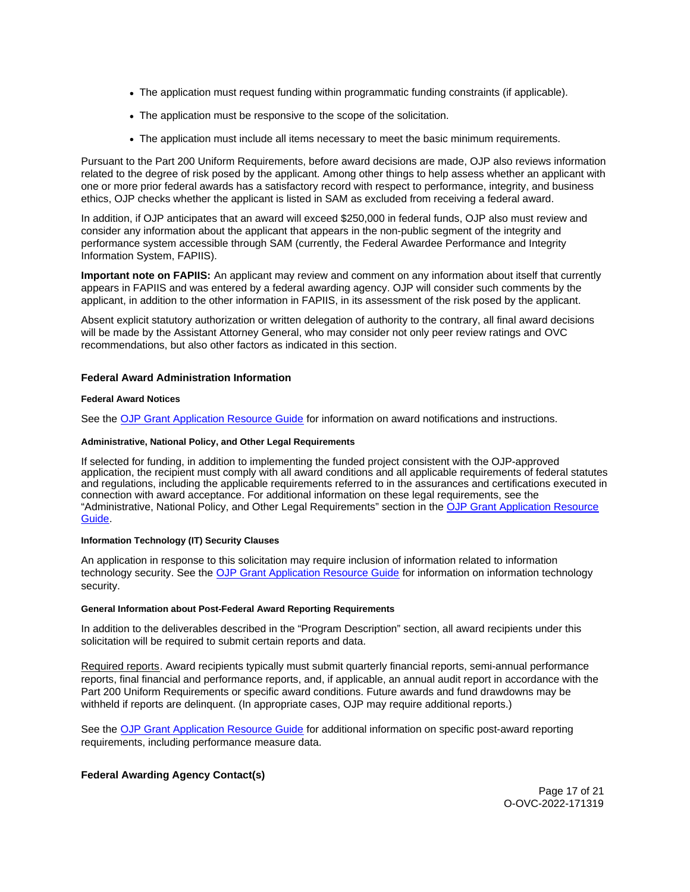- The application must request funding within programmatic funding constraints (if applicable).
- The application must be responsive to the scope of the solicitation.
- The application must include all items necessary to meet the basic minimum requirements.

Pursuant to the Part 200 Uniform Requirements, before award decisions are made, OJP also reviews information related to the degree of risk posed by the applicant. Among other things to help assess whether an applicant with one or more prior federal awards has a satisfactory record with respect to performance, integrity, and business ethics, OJP checks whether the applicant is listed in SAM as excluded from receiving a federal award.

In addition, if OJP anticipates that an award will exceed $250,000 in federal funds, OJP also must review and consider any information about the applicant that appears in the non-public segment of the integrity and performance system accessible through SAM (currently, the Federal Awardee Performance and Integrity Information System, FAPIIS).

**Important note on FAPIIS:** An applicant may review and comment on any information about itself that currently appears in FAPIIS and was entered by a federal awarding agency. OJP will consider such comments by the applicant, in addition to the other information in FAPIIS, in its assessment of the risk posed by the applicant.

Absent explicit statutory authorization or written delegation of authority to the contrary, all final award decisions will be made by the Assistant Attorney General, who may consider not only peer review ratings and OVC recommendations, but also other factors as indicated in this section.

## Federal Award Administration Information

#### Federal Award Notices

See the [OJP Grant Application Resource Guide]() for information on award notifications and instructions.

#### Administrative, National Policy, and Other Legal Requirements

If selected for funding, in addition to implementing the funded project consistent with the OJP-approved application, the recipient must comply with all award conditions and all applicable requirements of federal statutes and regulations, including the applicable requirements referred to in the assurances and certifications executed in connection with award acceptance. For additional information on these legal requirements, see the "Administrative, National Policy, and Other Legal Requirements" section in the [OJP Grant Application Resource Guide]().

#### Information Technology (IT) Security Clauses

An application in response to this solicitation may require inclusion of information related to information technology security. See the [OJP Grant Application Resource Guide]() for information on information technology security.

#### General Information about Post-Federal Award Reporting Requirements

In addition to the deliverables described in the "Program Description" section, all award recipients under this solicitation will be required to submit certain reports and data.

Required reports. Award recipients typically must submit quarterly financial reports, semi-annual performance reports, final financial and performance reports, and, if applicable, an annual audit report in accordance with the Part 200 Uniform Requirements or specific award conditions. Future awards and fund drawdowns may be withheld if reports are delinquent. (In appropriate cases, OJP may require additional reports.)

See the [OJP Grant Application Resource Guide]() for additional information on specific post-award reporting requirements, including performance measure data.

## Federal Awarding Agency Contact(s)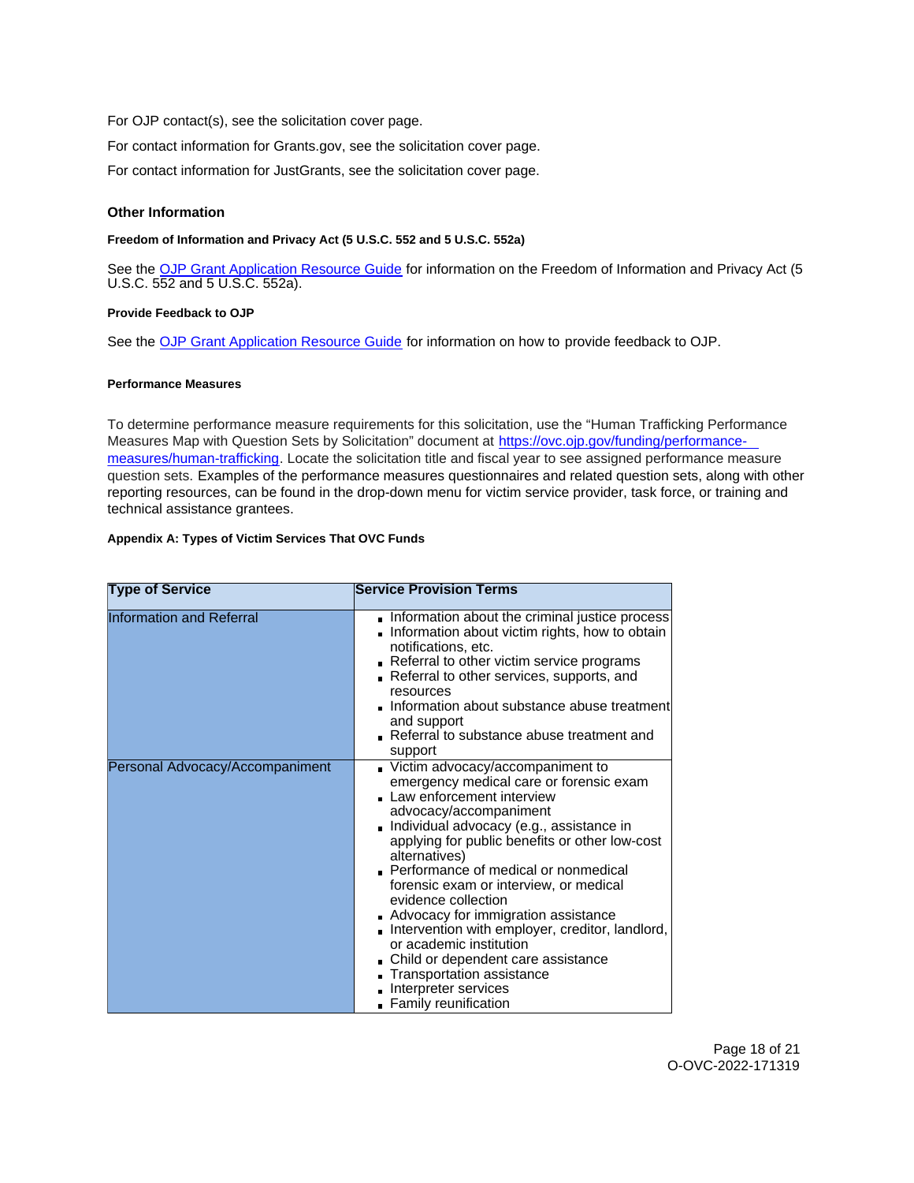For OJP contact(s), see the solicitation cover page.

For contact information for Grants.gov, see the solicitation cover page.

For contact information for JustGrants, see the solicitation cover page.

### Other Information

#### Freedom of Information and Privacy Act (5 U.S.C. 552 and 5 U.S.C. 552a)

See the [OJP Grant Application Resource Guide](#) for information on the Freedom of Information and Privacy Act (5 U.S.C. 552 and 5 U.S.C. 552a).

#### Provide Feedback to OJP

See the [OJP Grant Application Resource Guide](#) for information on how to provide feedback to OJP.

#### Performance Measures

To determine performance measure requirements for this solicitation, use the "Human Trafficking Performance Measures Map with Question Sets by Solicitation" document at [https://ovc.ojp.gov/funding/performance-measures/human-trafficking](https://ovc.ojp.gov/funding/performance-measures/human-trafficking). Locate the solicitation title and fiscal year to see assigned performance measure question sets. Examples of the performance measures questionnaires and related question sets, along with other reporting resources, can be found in the drop-down menu for victim service provider, task force, or training and technical assistance grantees.

#### Appendix A: Types of Victim Services That OVC Funds

| Type of Service | Service Provision Terms |
|---|---|
| Information and Referral | • Information about the criminal justice process<br>• Information about victim rights, how to obtain notifications, etc.<br>• Referral to other victim service programs<br>• Referral to other services, supports, and resources<br>• Information about substance abuse treatment and support<br>• Referral to substance abuse treatment and support |
| Personal Advocacy/Accompaniment | • Victim advocacy/accompaniment to emergency medical care or forensic exam<br>• Law enforcement interview advocacy/accompaniment<br>• Individual advocacy (e.g., assistance in applying for public benefits or other low-cost alternatives)<br>• Performance of medical or nonmedical forensic exam or interview, or medical evidence collection<br>• Advocacy for immigration assistance<br>• Intervention with employer, creditor, landlord, or academic institution<br>• Child or dependent care assistance<br>• Transportation assistance<br>• Interpreter services<br>• Family reunification |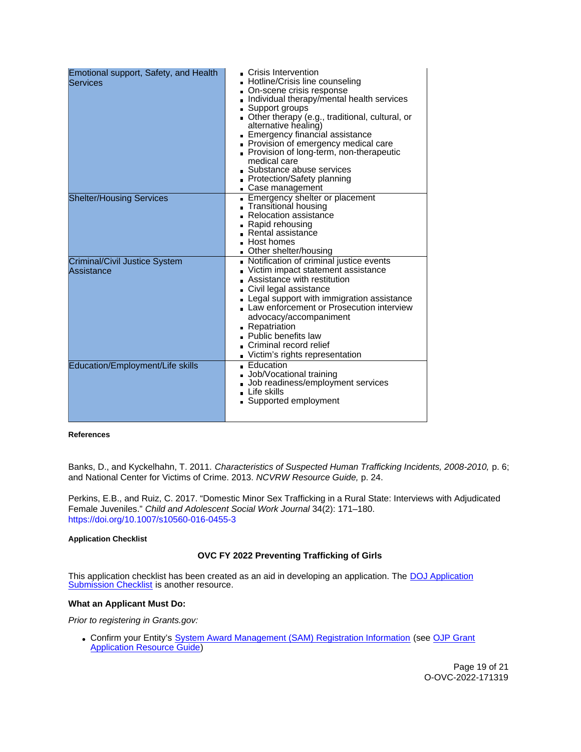| | |
|---|---|
| Emotional support, Safety, and Health Services | <ul><li>Crisis Intervention</li><li>Hotline/Crisis line counseling</li><li>On-scene crisis response</li><li>Individual therapy/mental health services</li><li>Support groups</li><li>Other therapy (e.g., traditional, cultural, or alternative healing)</li><li>Emergency financial assistance</li><li>Provision of emergency medical care</li><li>Provision of long-term, non-therapeutic medical care</li><li>Substance abuse services</li><li>Protection/Safety planning</li><li>Case management</li></ul> |
| Shelter/Housing Services | <ul><li>Emergency shelter or placement</li><li>Transitional housing</li><li>Relocation assistance</li><li>Rapid rehousing</li><li>Rental assistance</li><li>Host homes</li><li>Other shelter/housing</li></ul> |
| Criminal/Civil Justice System Assistance | <ul><li>Notification of criminal justice events</li><li>Victim impact statement assistance</li><li>Assistance with restitution</li><li>Civil legal assistance</li><li>Legal support with immigration assistance</li><li>Law enforcement or Prosecution interview advocacy/accompaniment</li><li>Repatriation</li><li>Public benefits law</li><li>Criminal record relief</li><li>Victim's rights representation</li></ul> |
| Education/Employment/Life skills | <ul><li>Education</li><li>Job/Vocational training</li><li>Job readiness/employment services</li><li>Life skills</li><li>Supported employment</li></ul> |

**References**

Banks, D., and Kyckelhahn, T. 2011. *Characteristics of Suspected Human Trafficking Incidents, 2008-2010,* p. 6; and National Center for Victims of Crime. 2013. *NCVRW Resource Guide,* p. 24.

Perkins, E.B., and Ruiz, C. 2017. "Domestic Minor Sex Trafficking in a Rural State: Interviews with Adjudicated Female Juveniles." *Child and Adolescent Social Work Journal* 34(2): 171–180. https://doi.org/10.1007/s10560-016-0455-3

**Application Checklist**

**OVC FY 2022 Preventing Trafficking of Girls**

This application checklist has been created as an aid in developing an application. The DOJ Application Submission Checklist is another resource.

**What an Applicant Must Do:**

*Prior to registering in Grants.gov:*

- Confirm your Entity's System Award Management (SAM) Registration Information (see OJP Grant Application Resource Guide)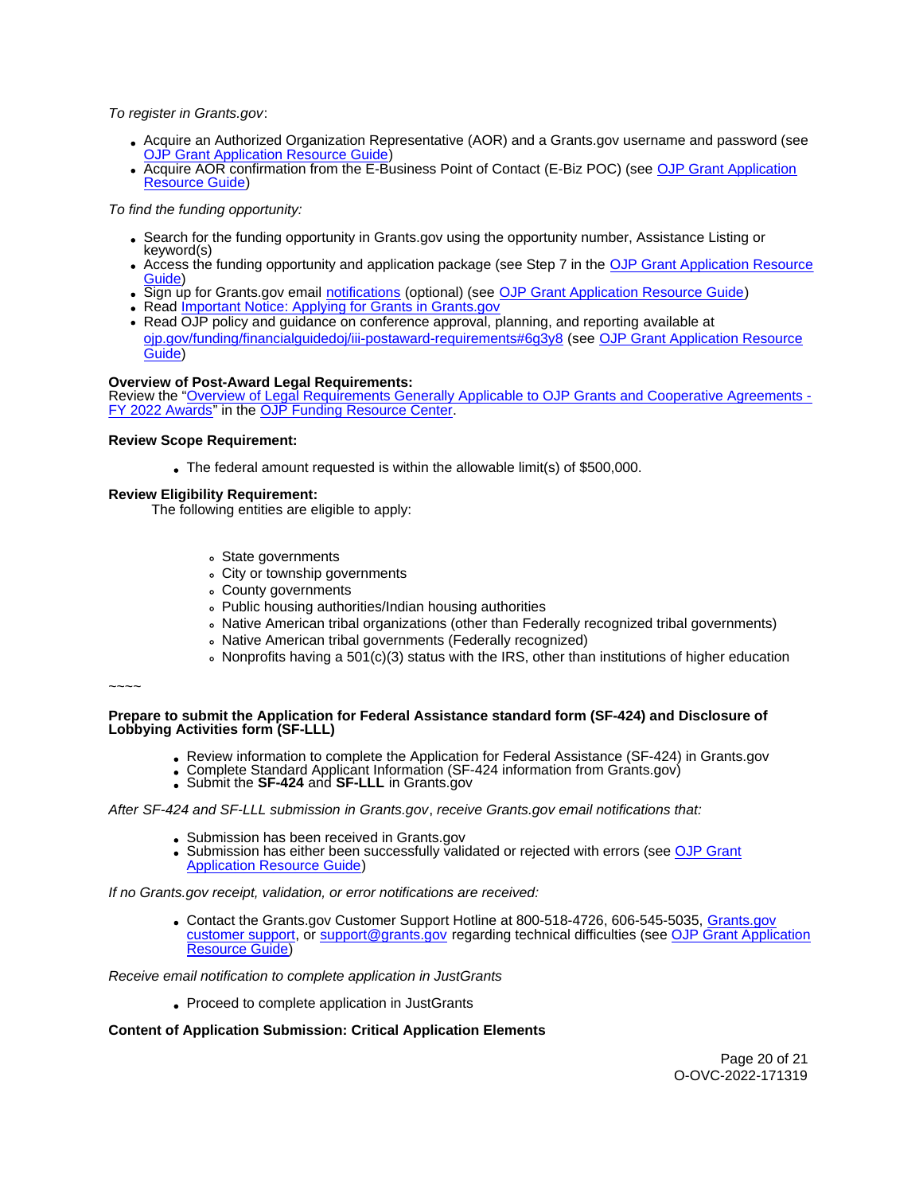*To register in Grants.gov*:

- Acquire an Authorized Organization Representative (AOR) and a Grants.gov username and password (see OJP Grant Application Resource Guide)
- Acquire AOR confirmation from the E-Business Point of Contact (E-Biz POC) (see OJP Grant Application Resource Guide)

*To find the funding opportunity:*

- Search for the funding opportunity in Grants.gov using the opportunity number, Assistance Listing or keyword(s)
- Access the funding opportunity and application package (see Step 7 in the OJP Grant Application Resource Guide)
- Sign up for Grants.gov email notifications (optional) (see OJP Grant Application Resource Guide)
- Read Important Notice: Applying for Grants in Grants.gov
- Read OJP policy and guidance on conference approval, planning, and reporting available at ojp.gov/funding/financialguidedoj/iii-postaward-requirements#6g3y8 (see OJP Grant Application Resource Guide)

**Overview of Post-Award Legal Requirements:**
Review the "Overview of Legal Requirements Generally Applicable to OJP Grants and Cooperative Agreements - FY 2022 Awards" in the OJP Funding Resource Center.

**Review Scope Requirement:**

- The federal amount requested is within the allowable limit(s) of $500,000.

**Review Eligibility Requirement:**
The following entities are eligible to apply:

- State governments
- City or township governments
- County governments
- Public housing authorities/Indian housing authorities
- Native American tribal organizations (other than Federally recognized tribal governments)
- Native American tribal governments (Federally recognized)
- Nonprofits having a 501(c)(3) status with the IRS, other than institutions of higher education

~~~~

**Prepare to submit the Application for Federal Assistance standard form (SF-424) and Disclosure of Lobbying Activities form (SF-LLL)**

- Review information to complete the Application for Federal Assistance (SF-424) in Grants.gov
- Complete Standard Applicant Information (SF-424 information from Grants.gov)
- Submit the **SF-424** and **SF-LLL** in Grants.gov

*After SF-424 and SF-LLL submission in Grants.gov*, *receive Grants.gov email notifications that:*

- Submission has been received in Grants.gov
- Submission has either been successfully validated or rejected with errors (see OJP Grant Application Resource Guide)

*If no Grants.gov receipt, validation, or error notifications are received:*

- Contact the Grants.gov Customer Support Hotline at 800-518-4726, 606-545-5035, Grants.gov customer support, or support@grants.gov regarding technical difficulties (see OJP Grant Application Resource Guide)

*Receive email notification to complete application in JustGrants*

- Proceed to complete application in JustGrants

**Content of Application Submission: Critical Application Elements**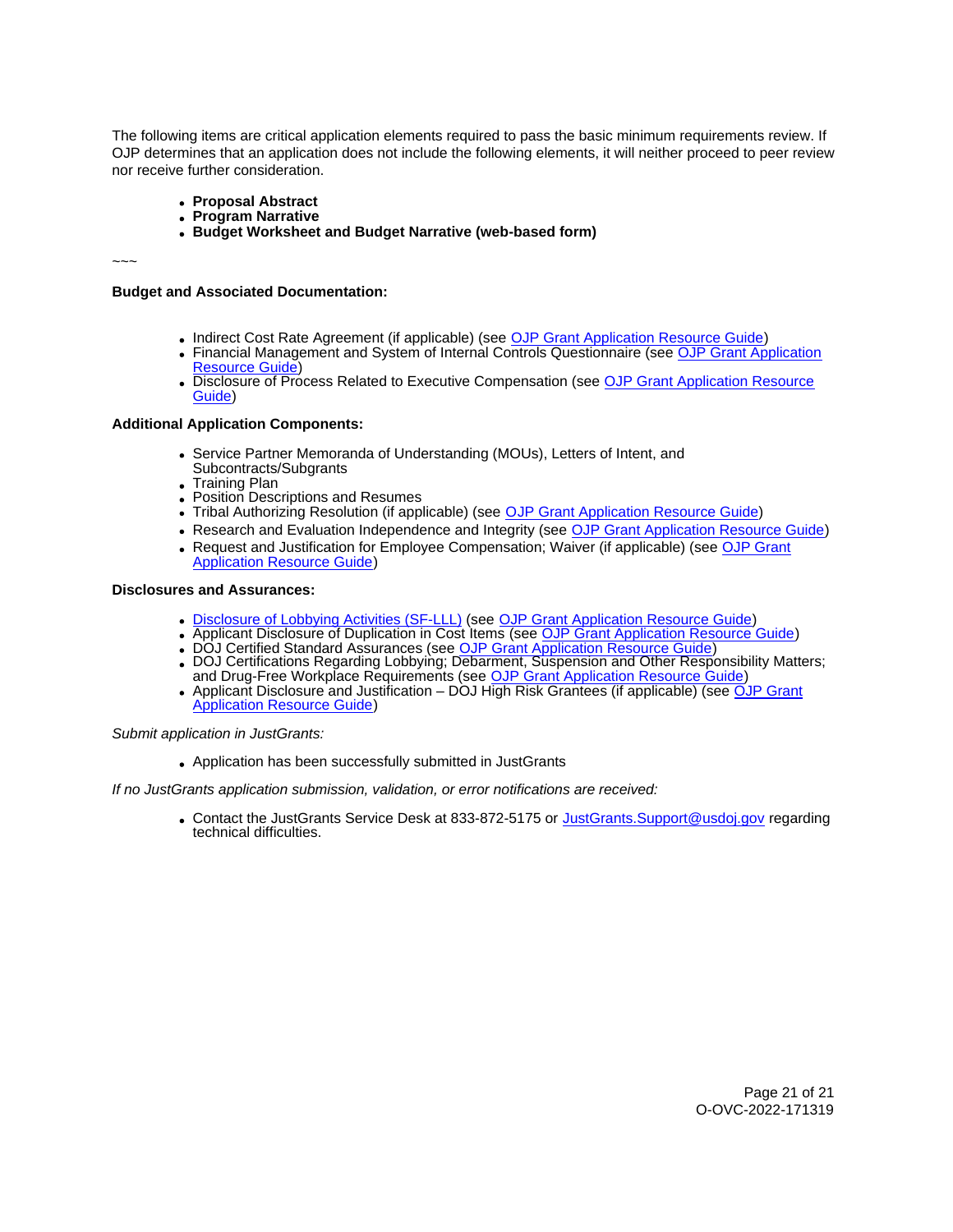The following items are critical application elements required to pass the basic minimum requirements review. If OJP determines that an application does not include the following elements, it will neither proceed to peer review nor receive further consideration.

- **Proposal Abstract**
- **Program Narrative**
- **Budget Worksheet and Budget Narrative (web-based form)**

~~~

**Budget and Associated Documentation:**

- Indirect Cost Rate Agreement (if applicable) (see OJP Grant Application Resource Guide)
- Financial Management and System of Internal Controls Questionnaire (see OJP Grant Application Resource Guide)
- Disclosure of Process Related to Executive Compensation (see OJP Grant Application Resource Guide)

**Additional Application Components:**

- Service Partner Memoranda of Understanding (MOUs), Letters of Intent, and Subcontracts/Subgrants
- Training Plan
- Position Descriptions and Resumes
- Tribal Authorizing Resolution (if applicable) (see OJP Grant Application Resource Guide)
- Research and Evaluation Independence and Integrity (see OJP Grant Application Resource Guide)
- Request and Justification for Employee Compensation; Waiver (if applicable) (see OJP Grant Application Resource Guide)

**Disclosures and Assurances:**

- Disclosure of Lobbying Activities (SF-LLL) (see OJP Grant Application Resource Guide)
- Applicant Disclosure of Duplication in Cost Items (see OJP Grant Application Resource Guide)
- DOJ Certified Standard Assurances (see OJP Grant Application Resource Guide)
- DOJ Certifications Regarding Lobbying; Debarment, Suspension and Other Responsibility Matters; and Drug-Free Workplace Requirements (see OJP Grant Application Resource Guide)
- Applicant Disclosure and Justification – DOJ High Risk Grantees (if applicable) (see OJP Grant Application Resource Guide)

*Submit application in JustGrants:*

- Application has been successfully submitted in JustGrants

*If no JustGrants application submission, validation, or error notifications are received:*

- Contact the JustGrants Service Desk at 833-872-5175 or JustGrants.Support@usdoj.gov regarding technical difficulties.